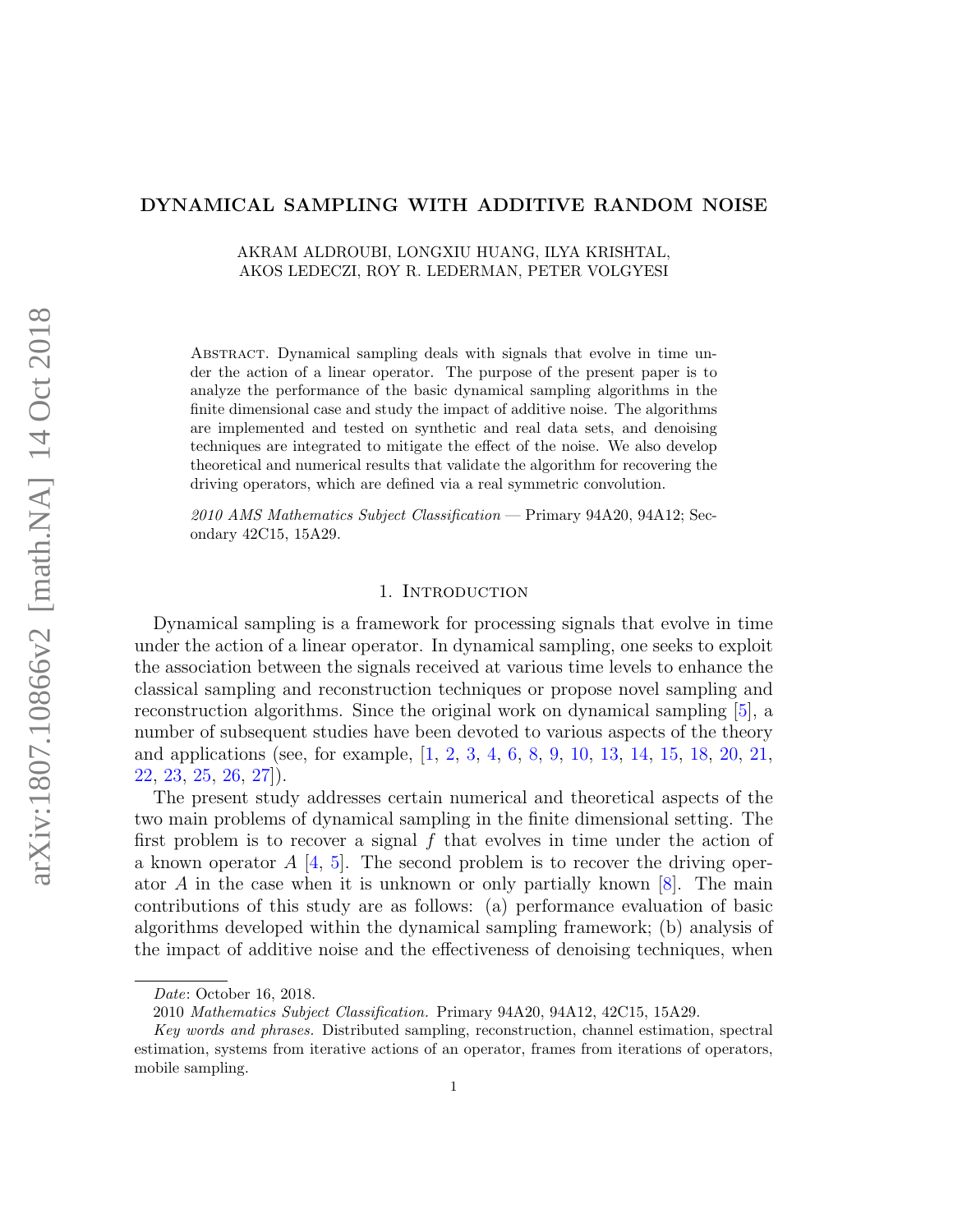# DYNAMICAL SAMPLING WITH ADDITIVE RANDOM NOISE

AKRAM ALDROUBI, LONGXIU HUANG, ILYA KRISHTAL, AKOS LEDECZI, ROY R. LEDERMAN, PETER VOLGYESI

Abstract. Dynamical sampling deals with signals that evolve in time under the action of a linear operator. The purpose of the present paper is to analyze the performance of the basic dynamical sampling algorithms in the finite dimensional case and study the impact of additive noise. The algorithms are implemented and tested on synthetic and real data sets, and denoising techniques are integrated to mitigate the effect of the noise. We also develop theoretical and numerical results that validate the algorithm for recovering the driving operators, which are defined via a real symmetric convolution.

*2010 AMS Mathematics Subject Classification* — Primary 94A20, 94A12; Secondary 42C15, 15A29.

## 1. Introduction

Dynamical sampling is a framework for processing signals that evolve in time under the action of a linear operator. In dynamical sampling, one seeks to exploit the association between the signals received at various time levels to enhance the classical sampling and reconstruction techniques or propose novel sampling and reconstruction algorithms. Since the original work on dynamical sampling [5], a number of subsequent studies have been devoted to various aspects of the theory and applications (see, for example, [1, 2, 3, 4, 6, 8, 9, 10, 13, 14, 15, 18, 20, 21, 22, 23, 25, 26, 27]).

The present study addresses certain numerical and theoretical aspects of the two main problems of dynamical sampling in the finite dimensional setting. The first problem is to recover a signal $f$ that evolves in time under the action of a known operator $A$ [4, 5]. The second problem is to recover the driving operator $A$ in the case when it is unknown or only partially known [8]. The main contributions of this study are as follows: (a) performance evaluation of basic algorithms developed within the dynamical sampling framework; (b) analysis of the impact of additive noise and the effectiveness of denoising techniques, when

---

*Date*: October 16, 2018.

2010 *Mathematics Subject Classification.* Primary 94A20, 94A12, 42C15, 15A29.

*Key words and phrases.* Distributed sampling, reconstruction, channel estimation, spectral estimation, systems from iterative actions of an operator, frames from iterations of operators, mobile sampling.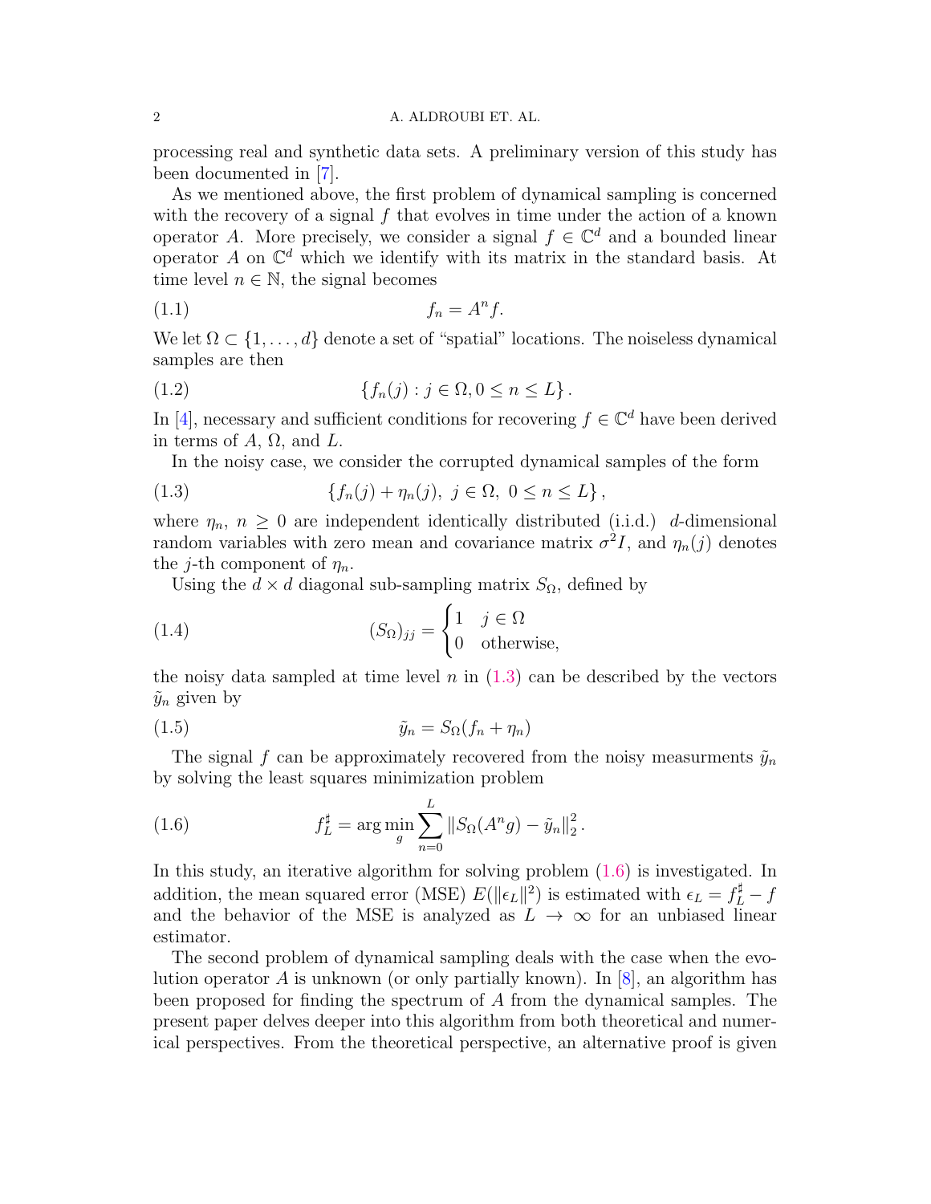processing real and synthetic data sets. A preliminary version of this study has been documented in [7].

As we mentioned above, the first problem of dynamical sampling is concerned with the recovery of a signal $f$ that evolves in time under the action of a known operator $A$. More precisely, we consider a signal $f \in \mathbb{C}^d$ and a bounded linear operator $A$ on $\mathbb{C}^d$ which we identify with its matrix in the standard basis. At time level $n \in \mathbb{N}$, the signal becomes

$$f_n = A^n f. \tag{1.1}$$

We let $\Omega \subset \{1, \dots, d\}$ denote a set of "spatial" locations. The noiseless dynamical samples are then

$$\{f_n(j) : j \in \Omega, 0 \leq n \leq L\}. \tag{1.2}$$

In [4], necessary and sufficient conditions for recovering $f \in \mathbb{C}^d$ have been derived in terms of $A$, $\Omega$, and $L$.

In the noisy case, we consider the corrupted dynamical samples of the form

$$\{f_n(j) + \eta_n(j),\ j \in \Omega,\ 0 \leq n \leq L\}, \tag{1.3}$$

where $\eta_n$, $n \geq 0$ are independent identically distributed (i.i.d.) $d$-dimensional random variables with zero mean and covariance matrix $\sigma^2 I$, and $\eta_n(j)$ denotes the $j$-th component of $\eta_n$.

Using the $d \times d$ diagonal sub-sampling matrix $S_\Omega$, defined by

$$(S_\Omega)_{jj} = \begin{cases} 1 & j \in \Omega \\ 0 & \text{otherwise,} \end{cases} \tag{1.4}$$

the noisy data sampled at time level $n$ in (1.3) can be described by the vectors $\tilde{y}_n$ given by

$$\tilde{y}_n = S_\Omega(f_n + \eta_n) \tag{1.5}$$

The signal $f$ can be approximately recovered from the noisy measurments $\tilde{y}_n$ by solving the least squares minimization problem

$$f_L^\sharp = \arg\min_g \sum_{n=0}^{L} \|S_\Omega(A^n g) - \tilde{y}_n\|_2^2. \tag{1.6}$$

In this study, an iterative algorithm for solving problem (1.6) is investigated. In addition, the mean squared error (MSE) $E(\|\epsilon_L\|^2)$ is estimated with $\epsilon_L = f_L^\sharp - f$ and the behavior of the MSE is analyzed as $L \to \infty$ for an unbiased linear estimator.

The second problem of dynamical sampling deals with the case when the evolution operator $A$ is unknown (or only partially known). In [8], an algorithm has been proposed for finding the spectrum of $A$ from the dynamical samples. The present paper delves deeper into this algorithm from both theoretical and numerical perspectives. From the theoretical perspective, an alternative proof is given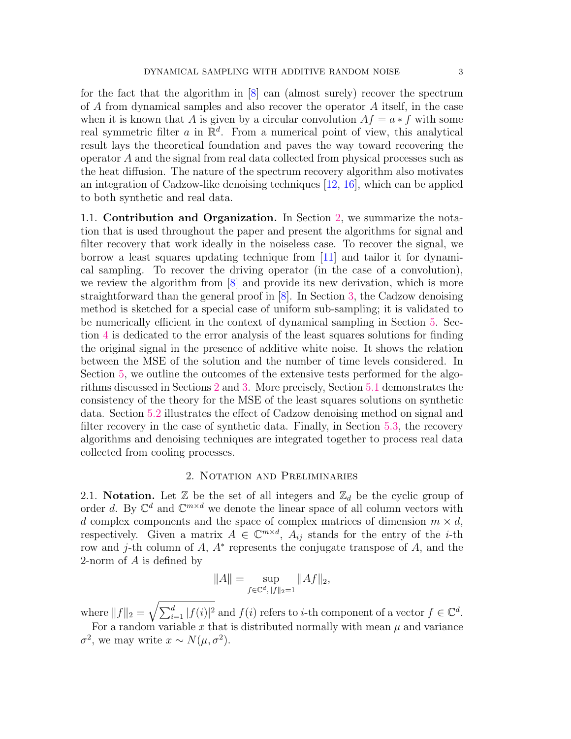for the fact that the algorithm in [8] can (almost surely) recover the spectrum of $A$ from dynamical samples and also recover the operator $A$ itself, in the case when it is known that $A$ is given by a circular convolution $Af = a * f$ with some real symmetric filter $a$ in $\mathbb{R}^d$. From a numerical point of view, this analytical result lays the theoretical foundation and paves the way toward recovering the operator $A$ and the signal from real data collected from physical processes such as the heat diffusion. The nature of the spectrum recovery algorithm also motivates an integration of Cadzow-like denoising techniques [12, 16], which can be applied to both synthetic and real data.

### 1.1. Contribution and Organization.

In Section 2, we summarize the notation that is used throughout the paper and present the algorithms for signal and filter recovery that work ideally in the noiseless case. To recover the signal, we borrow a least squares updating technique from [11] and tailor it for dynamical sampling. To recover the driving operator (in the case of a convolution), we review the algorithm from [8] and provide its new derivation, which is more straightforward than the general proof in [8]. In Section 3, the Cadzow denoising method is sketched for a special case of uniform sub-sampling; it is validated to be numerically efficient in the context of dynamical sampling in Section 5. Section 4 is dedicated to the error analysis of the least squares solutions for finding the original signal in the presence of additive white noise. It shows the relation between the MSE of the solution and the number of time levels considered. In Section 5, we outline the outcomes of the extensive tests performed for the algorithms discussed in Sections 2 and 3. More precisely, Section 5.1 demonstrates the consistency of the theory for the MSE of the least squares solutions on synthetic data. Section 5.2 illustrates the effect of Cadzow denoising method on signal and filter recovery in the case of synthetic data. Finally, in Section 5.3, the recovery algorithms and denoising techniques are integrated together to process real data collected from cooling processes.

## 2. Notation and Preliminaries

### 2.1. Notation.

Let $\mathbb{Z}$ be the set of all integers and $\mathbb{Z}_d$ be the cyclic group of order $d$. By $\mathbb{C}^d$ and $\mathbb{C}^{m\times d}$ we denote the linear space of all column vectors with $d$ complex components and the space of complex matrices of dimension $m \times d$, respectively. Given a matrix $A \in \mathbb{C}^{m\times d}$, $A_{ij}$ stands for the entry of the $i$-th row and $j$-th column of $A$, $A^*$ represents the conjugate transpose of $A$, and the 2-norm of $A$ is defined by

$$\|A\| = \sup_{f\in\mathbb{C}^d, \|f\|_2=1} \|Af\|_2,$$

where $\|f\|_2 = \sqrt{\sum_{i=1}^{d} |f(i)|^2}$ and $f(i)$ refers to $i$-th component of a vector $f \in \mathbb{C}^d$.

For a random variable $x$ that is distributed normally with mean $\mu$ and variance $\sigma^2$, we may write $x \sim N(\mu, \sigma^2)$.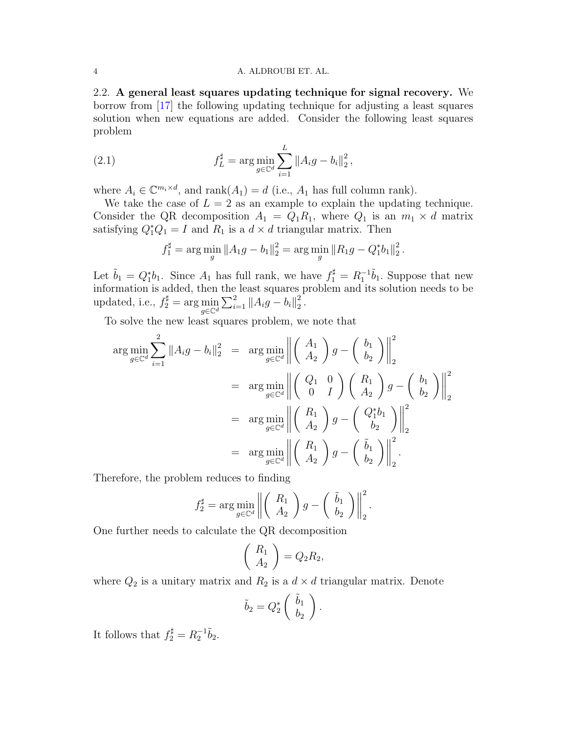2.2. **A general least squares updating technique for signal recovery.** We borrow from [17] the following updating technique for adjusting a least squares solution when new equations are added. Consider the following least squares problem

$$f_L^\sharp = \arg\min_{g\in\mathbb{C}^d} \sum_{i=1}^{L} \|A_i g - b_i\|_2^2, \tag{2.1}$$

where $A_i \in \mathbb{C}^{m_i\times d}$, and $\operatorname{rank}(A_1) = d$ (i.e., $A_1$ has full column rank).

We take the case of $L = 2$ as an example to explain the updating technique. Consider the QR decomposition $A_1 = Q_1 R_1$, where $Q_1$ is an $m_1 \times d$ matrix satisfying $Q_1^* Q_1 = I$ and $R_1$ is a $d \times d$ triangular matrix. Then

$$f_1^\sharp = \arg\min_g \|A_1 g - b_1\|_2^2 = \arg\min_g \|R_1 g - Q_1^* b_1\|_2^2.$$

Let $\tilde{b}_1 = Q_1^* b_1$. Since $A_1$ has full rank, we have $f_1^\sharp = R_1^{-1}\tilde{b}_1$. Suppose that new information is added, then the least squares problem and its solution needs to be updated, i.e., $f_2^\sharp = \arg\min_{g\in\mathbb{C}^d} \sum_{i=1}^{2} \|A_i g - b_i\|_2^2$.

To solve the new least squares problem, we note that

$$\begin{aligned}
\arg\min_{g\in\mathbb{C}^d} \sum_{i=1}^{2} \|A_i g - b_i\|_2^2 &= \arg\min_{g\in\mathbb{C}^d} \left\| \begin{pmatrix} A_1 \\ A_2 \end{pmatrix} g - \begin{pmatrix} b_1 \\ b_2 \end{pmatrix} \right\|_2^2 \\
&= \arg\min_{g\in\mathbb{C}^d} \left\| \begin{pmatrix} Q_1 & 0 \\ 0 & I \end{pmatrix} \begin{pmatrix} R_1 \\ A_2 \end{pmatrix} g - \begin{pmatrix} b_1 \\ b_2 \end{pmatrix} \right\|_2^2 \\
&= \arg\min_{g\in\mathbb{C}^d} \left\| \begin{pmatrix} R_1 \\ A_2 \end{pmatrix} g - \begin{pmatrix} Q_1^* b_1 \\ b_2 \end{pmatrix} \right\|_2^2 \\
&= \arg\min_{g\in\mathbb{C}^d} \left\| \begin{pmatrix} R_1 \\ A_2 \end{pmatrix} g - \begin{pmatrix} \tilde{b}_1 \\ b_2 \end{pmatrix} \right\|_2^2.
\end{aligned}$$

Therefore, the problem reduces to finding

$$f_2^\sharp = \arg\min_{g\in\mathbb{C}^d} \left\| \begin{pmatrix} R_1 \\ A_2 \end{pmatrix} g - \begin{pmatrix} \tilde{b}_1 \\ b_2 \end{pmatrix} \right\|_2^2.$$

One further needs to calculate the QR decomposition

$$\begin{pmatrix} R_1 \\ A_2 \end{pmatrix} = Q_2 R_2,$$

where $Q_2$ is a unitary matrix and $R_2$ is a $d \times d$ triangular matrix. Denote

$$\tilde{b}_2 = Q_2^* \begin{pmatrix} \tilde{b}_1 \\ b_2 \end{pmatrix}.$$

It follows that $f_2^\sharp = R_2^{-1}\tilde{b}_2$.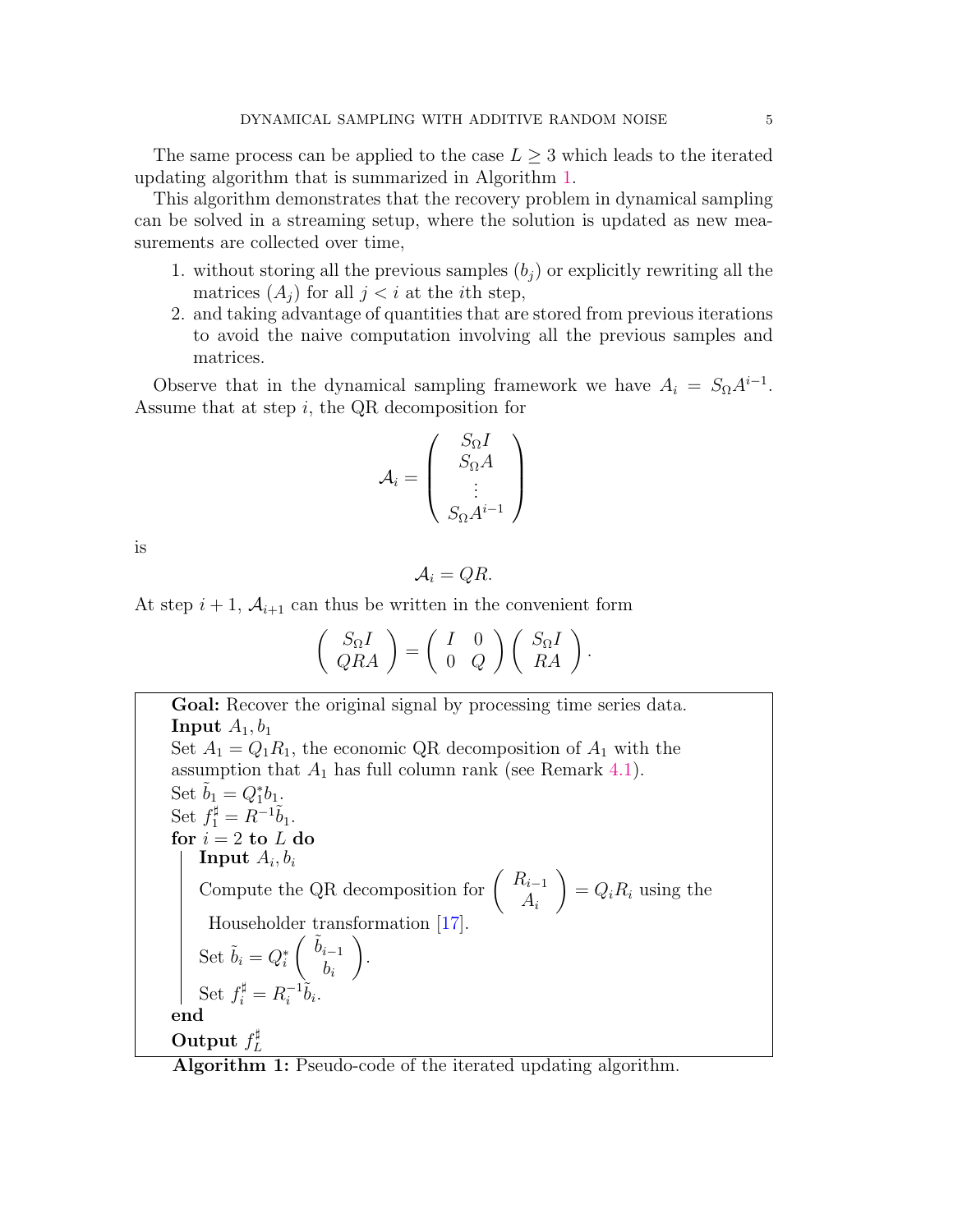The same process can be applied to the case $L \geq 3$ which leads to the iterated updating algorithm that is summarized in Algorithm 1.

This algorithm demonstrates that the recovery problem in dynamical sampling can be solved in a streaming setup, where the solution is updated as new measurements are collected over time,

1. without storing all the previous samples $(b_j)$ or explicitly rewriting all the matrices $(A_j)$ for all $j < i$ at the $i$th step,
2. and taking advantage of quantities that are stored from previous iterations to avoid the naive computation involving all the previous samples and matrices.

Observe that in the dynamical sampling framework we have $A_i = S_\Omega A^{i-1}$. Assume that at step $i$, the QR decomposition for

$$\mathcal{A}_i = \begin{pmatrix} S_\Omega I \\ S_\Omega A \\ \vdots \\ S_\Omega A^{i-1} \end{pmatrix}$$

is

$$\mathcal{A}_i = QR.$$

At step $i+1$, $\mathcal{A}_{i+1}$ can thus be written in the convenient form

$$\begin{pmatrix} S_\Omega I \\ QRA \end{pmatrix} = \begin{pmatrix} I & 0 \\ 0 & Q \end{pmatrix} \begin{pmatrix} S_\Omega I \\ RA \end{pmatrix}.$$

**Goal:** Recover the original signal by processing time series data.
**Input** $A_1, b_1$
Set $A_1 = Q_1 R_1$, the economic QR decomposition of $A_1$ with the assumption that $A_1$ has full column rank (see Remark 4.1).
Set $\tilde{b}_1 = Q_1^* b_1$.
Set $f_1^\sharp = R^{-1} \tilde{b}_1$.
**for** $i = 2$ **to** $L$ **do**
  **Input** $A_i, b_i$
  Compute the QR decomposition for $\begin{pmatrix} R_{i-1} \\ A_i \end{pmatrix} = Q_i R_i$ using the Householder transformation [17].
  Set $\tilde{b}_i = Q_i^* \begin{pmatrix} \tilde{b}_{i-1} \\ b_i \end{pmatrix}$.
  Set $f_i^\sharp = R_i^{-1} \tilde{b}_i$.
**end**
**Output** $f_L^\sharp$

**Algorithm 1:** Pseudo-code of the iterated updating algorithm.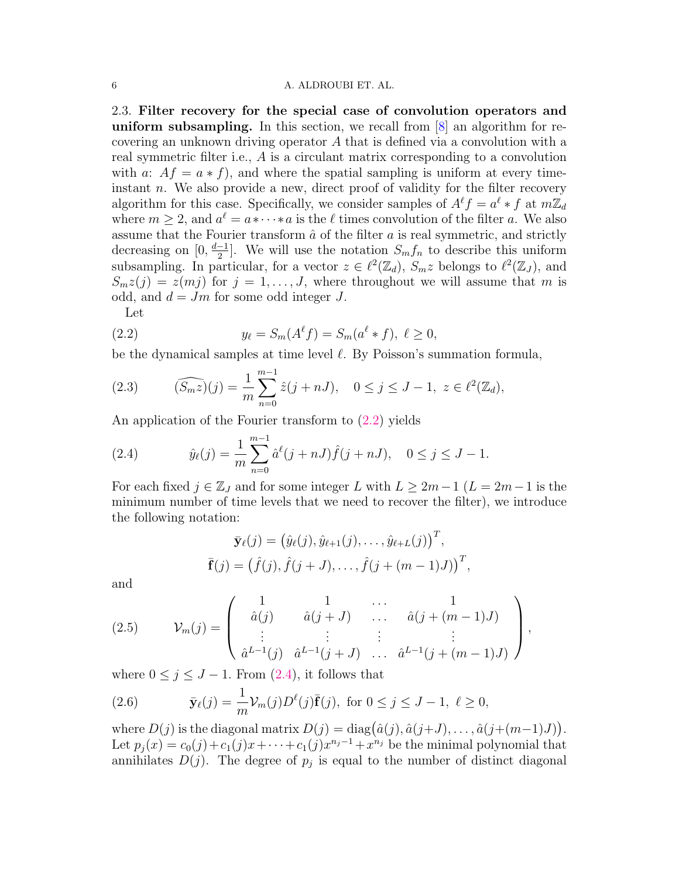2.3. **Filter recovery for the special case of convolution operators and uniform subsampling.** In this section, we recall from [8] an algorithm for recovering an unknown driving operator $A$ that is defined via a convolution with a real symmetric filter i.e., $A$ is a circulant matrix corresponding to a convolution with $a$: $Af = a * f$), and where the spatial sampling is uniform at every time-instant $n$. We also provide a new, direct proof of validity for the filter recovery algorithm for this case. Specifically, we consider samples of $A^\ell f = a^\ell * f$ at $m\mathbb{Z}_d$ where $m \geq 2$, and $a^\ell = a * \cdots * a$ is the $\ell$ times convolution of the filter $a$. We also assume that the Fourier transform $\hat{a}$ of the filter $a$ is real symmetric, and strictly decreasing on $[0, \frac{d-1}{2}]$. We will use the notation $S_m f_n$ to describe this uniform subsampling. In particular, for a vector $z \in \ell^2(\mathbb{Z}_d)$, $S_m z$ belongs to $\ell^2(\mathbb{Z}_J)$, and $S_m z(j) = z(mj)$ for $j = 1, \ldots, J$, where throughout we will assume that $m$ is odd, and $d = Jm$ for some odd integer $J$.

Let

$$y_\ell = S_m(A^\ell f) = S_m(a^\ell * f), \ \ell \geq 0, \tag{2.2}$$

be the dynamical samples at time level $\ell$. By Poisson's summation formula,

$$\widehat{(S_m z)}(j) = \frac{1}{m} \sum_{n=0}^{m-1} \hat{z}(j + nJ), \quad 0 \leq j \leq J-1, \ z \in \ell^2(\mathbb{Z}_d), \tag{2.3}$$

An application of the Fourier transform to (2.2) yields

$$\hat{y}_\ell(j) = \frac{1}{m} \sum_{n=0}^{m-1} \hat{a}^\ell(j + nJ) \hat{f}(j + nJ), \quad 0 \leq j \leq J-1. \tag{2.4}$$

For each fixed $j \in \mathbb{Z}_J$ and for some integer $L$ with $L \geq 2m-1$ ($L = 2m-1$ is the minimum number of time levels that we need to recover the filter), we introduce the following notation:

$$\bar{\mathbf{y}}_\ell(j) = \big(\hat{y}_\ell(j), \hat{y}_{\ell+1}(j), \ldots, \hat{y}_{\ell+L}(j)\big)^T,$$
$$\bar{\mathbf{f}}(j) = \big(\hat{f}(j), \hat{f}(j+J), \ldots, \hat{f}(j+(m-1)J)\big)^T,$$

and

$$\mathcal{V}_m(j) = \begin{pmatrix} 1 & 1 & \ldots & 1 \\ \hat{a}(j) & \hat{a}(j+J) & \ldots & \hat{a}(j+(m-1)J) \\ \vdots & \vdots & \vdots & \vdots \\ \hat{a}^{L-1}(j) & \hat{a}^{L-1}(j+J) & \ldots & \hat{a}^{L-1}(j+(m-1)J) \end{pmatrix}, \tag{2.5}$$

where $0 \leq j \leq J-1$. From (2.4), it follows that

$$\bar{\mathbf{y}}_\ell(j) = \frac{1}{m} \mathcal{V}_m(j) D^\ell(j) \bar{\mathbf{f}}(j), \ \text{for } 0 \leq j \leq J-1, \ \ell \geq 0, \tag{2.6}$$

where $D(j)$ is the diagonal matrix $D(j) = \operatorname{diag}\big(\hat{a}(j), \hat{a}(j+J), \ldots, \hat{a}(j+(m-1)J)\big)$. Let $p_j(x) = c_0(j) + c_1(j)x + \cdots + c_1(j)x^{n_j-1} + x^{n_j}$ be the minimal polynomial that annihilates $D(j)$. The degree of $p_j$ is equal to the number of distinct diagonal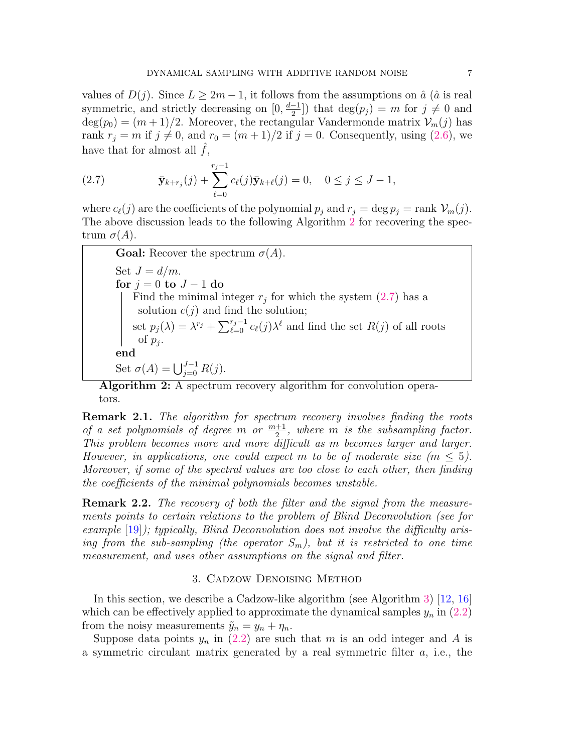values of $D(j)$. Since $L \geq 2m-1$, it follows from the assumptions on $\hat{a}$ ($\hat{a}$ is real symmetric, and strictly decreasing on $[0, \frac{d-1}{2}]$) that $\deg(p_j) = m$ for $j \neq 0$ and $\deg(p_0) = (m+1)/2$. Moreover, the rectangular Vandermonde matrix $\mathcal{V}_m(j)$ has rank $r_j = m$ if $j \neq 0$, and $r_0 = (m+1)/2$ if $j = 0$. Consequently, using (2.6), we have that for almost all $\hat{f}$,

$$\bar{\mathbf{y}}_{k+r_j}(j) + \sum_{\ell=0}^{r_j-1} c_\ell(j)\bar{\mathbf{y}}_{k+\ell}(j) = 0, \quad 0 \leq j \leq J-1, \tag{2.7}$$

where $c_\ell(j)$ are the coefficients of the polynomial $p_j$ and $r_j = \deg p_j = \operatorname{rank} \mathcal{V}_m(j)$. The above discussion leads to the following Algorithm 2 for recovering the spectrum $\sigma(A)$.

> **Goal:** Recover the spectrum $\sigma(A)$.
>
> Set $J = d/m$.
>
> **for** $j = 0$ **to** $J-1$ **do**
>
> &nbsp;&nbsp;&nbsp;&nbsp;Find the minimal integer $r_j$ for which the system (2.7) has a solution $c(j)$ and find the solution;
>
> &nbsp;&nbsp;&nbsp;&nbsp;set $p_j(\lambda) = \lambda^{r_j} + \sum_{\ell=0}^{r_j-1} c_\ell(j)\lambda^\ell$ and find the set $R(j)$ of all roots of $p_j$.
>
> **end**
>
> Set $\sigma(A) = \bigcup_{j=0}^{J-1} R(j)$.

**Algorithm 2:** A spectrum recovery algorithm for convolution operators.

**Remark 2.1.** *The algorithm for spectrum recovery involves finding the roots of a set polynomials of degree $m$ or $\frac{m+1}{2}$, where $m$ is the subsampling factor. This problem becomes more and more difficult as $m$ becomes larger and larger. However, in applications, one could expect $m$ to be of moderate size ($m \leq 5$). Moreover, if some of the spectral values are too close to each other, then finding the coefficients of the minimal polynomials becomes unstable.*

**Remark 2.2.** *The recovery of both the filter and the signal from the measurements points to certain relations to the problem of Blind Deconvolution (see for example [19]); typically, Blind Deconvolution does not involve the difficulty arising from the sub-sampling (the operator $S_m$), but it is restricted to one time measurement, and uses other assumptions on the signal and filter.*

## 3. Cadzow Denoising Method

In this section, we describe a Cadzow-like algorithm (see Algorithm 3) [12, 16] which can be effectively applied to approximate the dynamical samples $y_n$ in (2.2) from the noisy measurements $\tilde{y}_n = y_n + \eta_n$.

Suppose data points $y_n$ in (2.2) are such that $m$ is an odd integer and $A$ is a symmetric circulant matrix generated by a real symmetric filter $a$, i.e., the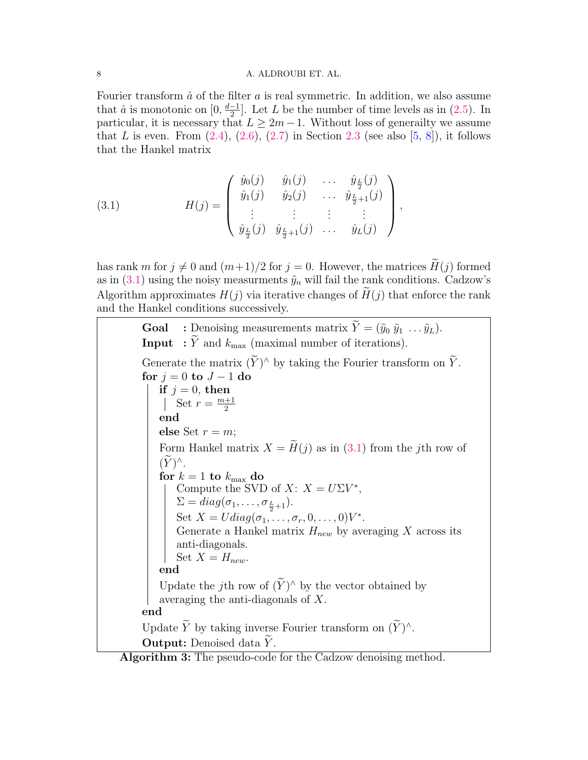Fourier transform $\hat{a}$ of the filter $a$ is real symmetric. In addition, we also assume that $\hat{a}$ is monotonic on $[0, \frac{d-1}{2}]$. Let $L$ be the number of time levels as in (2.5). In particular, it is necessary that $L \geq 2m-1$. Without loss of generailty we assume that $L$ is even. From (2.4), (2.6), (2.7) in Section 2.3 (see also [5, 8]), it follows that the Hankel matrix

$$
H(j) = \begin{pmatrix} \hat{y}_0(j) & \hat{y}_1(j) & \dots & \hat{y}_{\frac{L}{2}}(j) \\ \hat{y}_1(j) & \hat{y}_2(j) & \dots & \hat{y}_{\frac{L}{2}+1}(j) \\ \vdots & \vdots & \vdots & \vdots \\ \hat{y}_{\frac{L}{2}}(j) & \hat{y}_{\frac{L}{2}+1}(j) & \dots & \hat{y}_L(j) \end{pmatrix}, \tag{3.1}
$$

has rank $m$ for $j \neq 0$ and $(m+1)/2$ for $j = 0$. However, the matrices $\widetilde{H}(j)$ formed as in (3.1) using the noisy measurments $\tilde{y}_n$ will fail the rank conditions. Cadzow's Algorithm approximates $H(j)$ via iterative changes of $\widetilde{H}(j)$ that enforce the rank and the Hankel conditions successively.

```
Goal  : Denoising measurements matrix Ỹ = (ỹ_0 ỹ_1 ... ỹ_L).
Input : Ỹ and k_max (maximal number of iterations).

Generate the matrix (Ỹ)^ by taking the Fourier transform on Ỹ.
for j = 0 to J − 1 do
    if j = 0, then
        Set r = (m+1)/2
    end
    else Set r = m;
    Form Hankel matrix X = H̃(j) as in (3.1) from the jth row of (Ỹ)^.
    for k = 1 to k_max do
        Compute the SVD of X: X = UΣV*,
        Σ = diag(σ_1, ..., σ_{L/2+1}).
        Set X = U diag(σ_1, ..., σ_r, 0, ..., 0) V*.
        Generate a Hankel matrix H_new by averaging X across its
        anti-diagonals.
        Set X = H_new.
    end
    Update the jth row of (Ỹ)^ by the vector obtained by
    averaging the anti-diagonals of X.
end
Update Ỹ by taking inverse Fourier transform on (Ỹ)^.
Output: Denoised data Ỹ.
```

**Algorithm 3:** The pseudo-code for the Cadzow denoising method.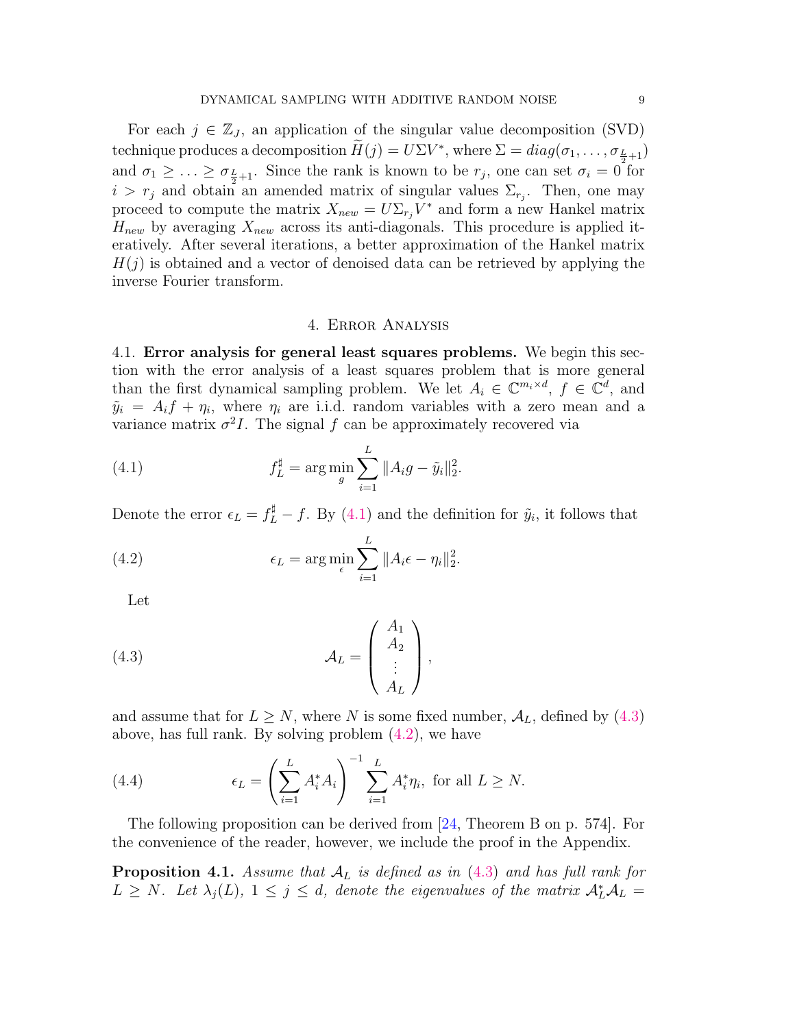For each $j \in \mathbb{Z}_J$, an application of the singular value decomposition (SVD) technique produces a decomposition $\widetilde{H}(j) = U\Sigma V^*$, where $\Sigma = diag(\sigma_1, \ldots, \sigma_{\frac{L}{2}+1})$ and $\sigma_1 \geq \ldots \geq \sigma_{\frac{L}{2}+1}$. Since the rank is known to be $r_j$, one can set $\sigma_i = 0$ for $i > r_j$ and obtain an amended matrix of singular values $\Sigma_{r_j}$. Then, one may proceed to compute the matrix $X_{new} = U\Sigma_{r_j}V^*$ and form a new Hankel matrix $H_{new}$ by averaging $X_{new}$ across its anti-diagonals. This procedure is applied iteratively. After several iterations, a better approximation of the Hankel matrix $H(j)$ is obtained and a vector of denoised data can be retrieved by applying the inverse Fourier transform.

## 4. Error Analysis

4.1. **Error analysis for general least squares problems.** We begin this section with the error analysis of a least squares problem that is more general than the first dynamical sampling problem. We let $A_i \in \mathbb{C}^{m_i \times d}$, $f \in \mathbb{C}^d$, and $\tilde{y}_i = A_i f + \eta_i$, where $\eta_i$ are i.i.d. random variables with a zero mean and a variance matrix $\sigma^2 I$. The signal $f$ can be approximately recovered via

$$f_L^\sharp = \arg\min_g \sum_{i=1}^{L} \|A_i g - \tilde{y}_i\|_2^2. \tag{4.1}$$

Denote the error $\epsilon_L = f_L^\sharp - f$. By (4.1) and the definition for $\tilde{y}_i$, it follows that

$$\epsilon_L = \arg\min_\epsilon \sum_{i=1}^{L} \|A_i \epsilon - \eta_i\|_2^2. \tag{4.2}$$

Let

$$\mathcal{A}_L = \begin{pmatrix} A_1 \\ A_2 \\ \vdots \\ A_L \end{pmatrix}, \tag{4.3}$$

and assume that for $L \geq N$, where $N$ is some fixed number, $\mathcal{A}_L$, defined by (4.3) above, has full rank. By solving problem (4.2), we have

$$\epsilon_L = \left( \sum_{i=1}^{L} A_i^* A_i \right)^{-1} \sum_{i=1}^{L} A_i^* \eta_i, \text{ for all } L \geq N. \tag{4.4}$$

The following proposition can be derived from [24, Theorem B on p. 574]. For the convenience of the reader, however, we include the proof in the Appendix.

**Proposition 4.1.** *Assume that $\mathcal{A}_L$ is defined as in (4.3) and has full rank for $L \geq N$. Let $\lambda_j(L)$, $1 \leq j \leq d$, denote the eigenvalues of the matrix $\mathcal{A}_L^* \mathcal{A}_L =$*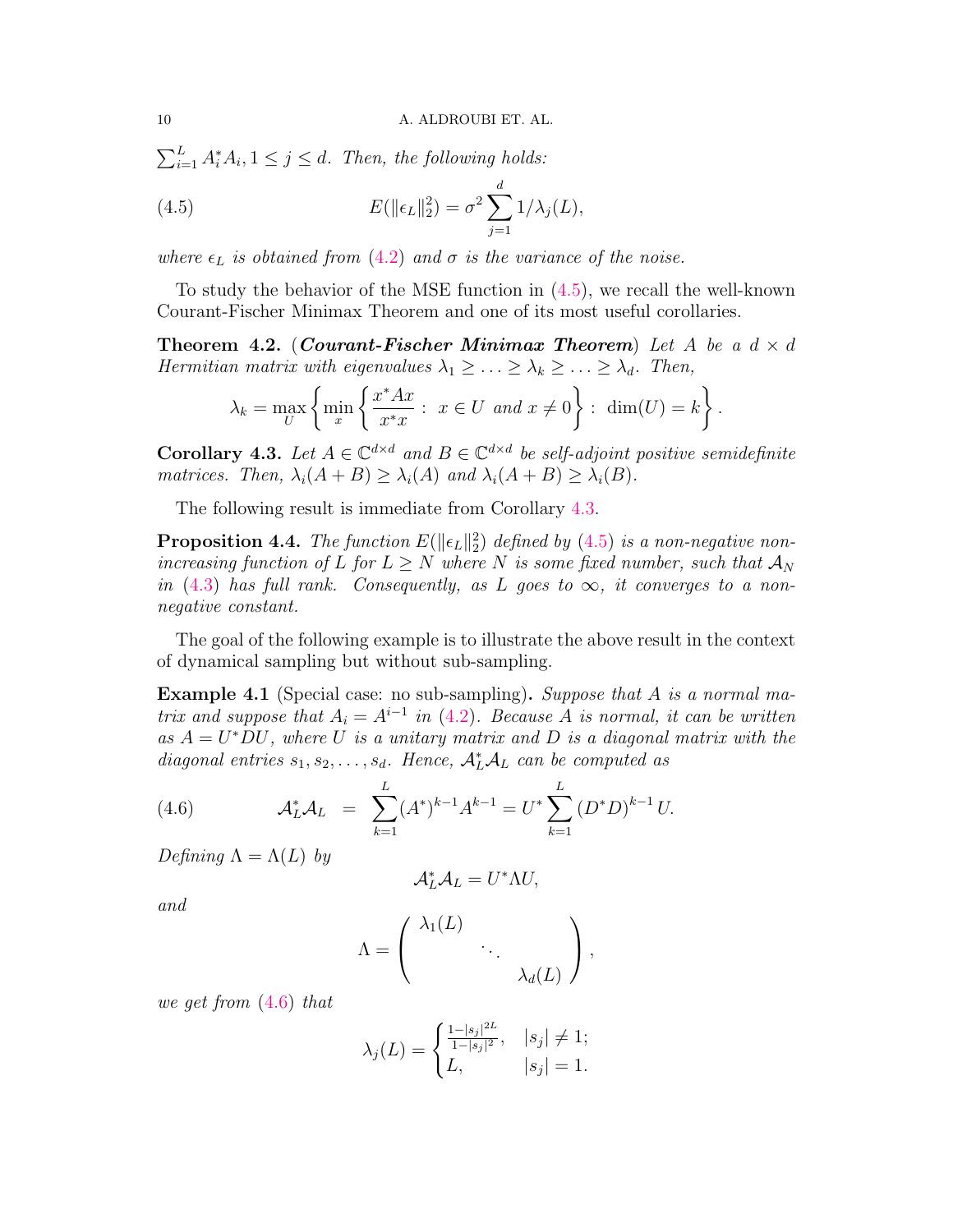$\sum_{i=1}^{L} A_i^* A_i, 1 \leq j \leq d$. *Then, the following holds:*

$$E(\|\epsilon_L\|_2^2) = \sigma^2 \sum_{j=1}^{d} 1/\lambda_j(L), \tag{4.5}$$

*where $\epsilon_L$ is obtained from (4.2) and $\sigma$ is the variance of the noise.*

To study the behavior of the MSE function in (4.5), we recall the well-known Courant-Fischer Minimax Theorem and one of its most useful corollaries.

**Theorem 4.2.** (***Courant-Fischer Minimax Theorem***) *Let $A$ be a $d \times d$ Hermitian matrix with eigenvalues $\lambda_1 \geq \ldots \geq \lambda_k \geq \ldots \geq \lambda_d$. Then,*

$$\lambda_k = \max_U \left\{ \min_x \left\{ \frac{x^* A x}{x^* x} : \; x \in U \text{ and } x \neq 0 \right\} : \; \dim(U) = k \right\}.$$

**Corollary 4.3.** *Let $A \in \mathbb{C}^{d \times d}$ and $B \in \mathbb{C}^{d \times d}$ be self-adjoint positive semidefinite matrices. Then, $\lambda_i(A + B) \geq \lambda_i(A)$ and $\lambda_i(A + B) \geq \lambda_i(B)$.*

The following result is immediate from Corollary 4.3.

**Proposition 4.4.** *The function $E(\|\epsilon_L\|_2^2)$ defined by (4.5) is a non-negative non-increasing function of $L$ for $L \geq N$ where $N$ is some fixed number, such that $\mathcal{A}_N$ in (4.3) has full rank. Consequently, as $L$ goes to $\infty$, it converges to a non-negative constant.*

The goal of the following example is to illustrate the above result in the context of dynamical sampling but without sub-sampling.

**Example 4.1** (Special case: no sub-sampling)**.** *Suppose that $A$ is a normal matrix and suppose that $A_i = A^{i-1}$ in (4.2). Because $A$ is normal, it can be written as $A = U^* D U$, where $U$ is a unitary matrix and $D$ is a diagonal matrix with the diagonal entries $s_1, s_2, \ldots, s_d$. Hence, $\mathcal{A}_L^* \mathcal{A}_L$ can be computed as*

$$\mathcal{A}_L^* \mathcal{A}_L \;=\; \sum_{k=1}^{L} (A^*)^{k-1} A^{k-1} = U^* \sum_{k=1}^{L} (D^* D)^{k-1} U. \tag{4.6}$$

*Defining $\Lambda = \Lambda(L)$ by*

$$\mathcal{A}_L^* \mathcal{A}_L = U^* \Lambda U,$$

*and*

$$\Lambda = \begin{pmatrix} \lambda_1(L) & & \\ & \ddots & \\ & & \lambda_d(L) \end{pmatrix},$$

*we get from (4.6) that*

$$\lambda_j(L) = \begin{cases} \frac{1 - |s_j|^{2L}}{1 - |s_j|^2}, & |s_j| \neq 1; \\ L, & |s_j| = 1. \end{cases}$$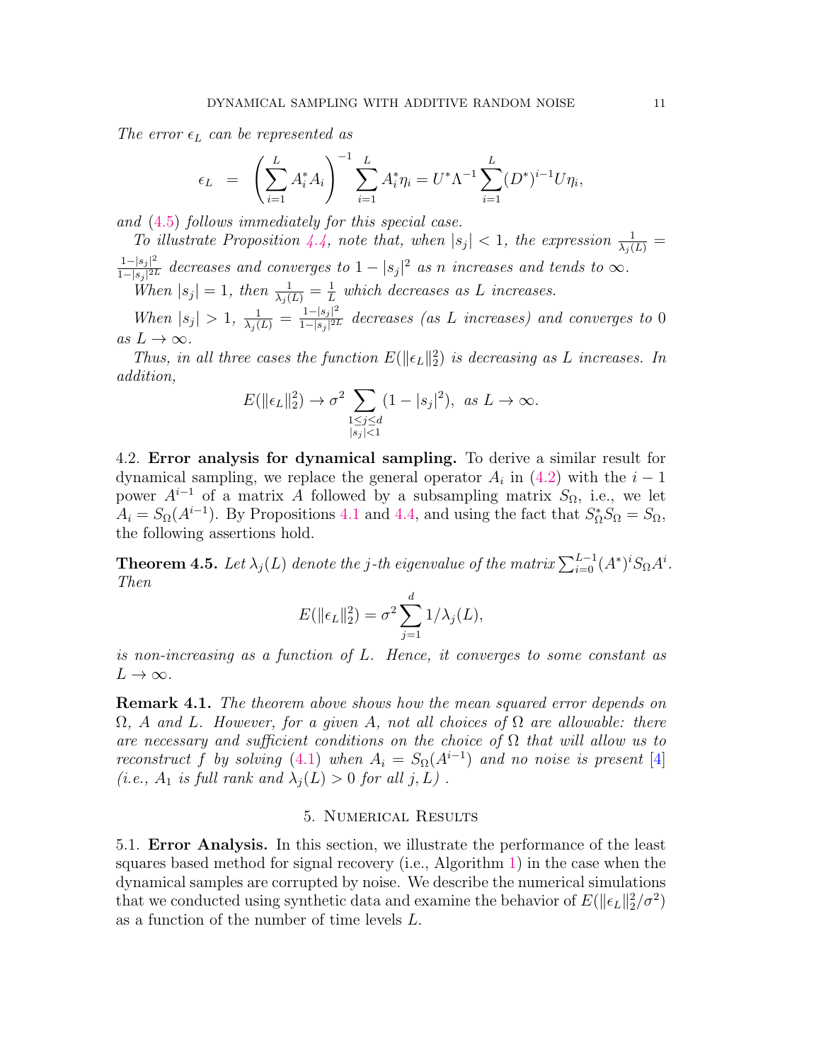*The error $\epsilon_L$ can be represented as*

$$\epsilon_L = \left(\sum_{i=1}^{L} A_i^* A_i\right)^{-1} \sum_{i=1}^{L} A_i^* \eta_i = U^* \Lambda^{-1} \sum_{i=1}^{L} (D^*)^{i-1} U \eta_i,$$

*and (4.5) follows immediately for this special case.*

*To illustrate Proposition 4.4, note that, when $|s_j| < 1$, the expression $\frac{1}{\lambda_j(L)} = \frac{1-|s_j|^2}{1-|s_j|^{2L}}$ decreases and converges to $1 - |s_j|^2$ as $n$ increases and tends to $\infty$.*

*When $|s_j| = 1$, then $\frac{1}{\lambda_j(L)} = \frac{1}{L}$ which decreases as $L$ increases.*

*When $|s_j| > 1$, $\frac{1}{\lambda_j(L)} = \frac{1-|s_j|^2}{1-|s_j|^{2L}}$ decreases (as L increases) and converges to 0 as $L \to \infty$.*

*Thus, in all three cases the function $E(\|\epsilon_L\|_2^2)$ is decreasing as $L$ increases. In addition,*

$$E(\|\epsilon_L\|_2^2) \to \sigma^2 \sum_{\substack{1 \le j \le d \\ |s_j| < 1}} (1 - |s_j|^2), \text{ as } L \to \infty.$$

4.2. **Error analysis for dynamical sampling.** To derive a similar result for dynamical sampling, we replace the general operator $A_i$ in (4.2) with the $i-1$ power $A^{i-1}$ of a matrix $A$ followed by a subsampling matrix $S_\Omega$, i.e., we let $A_i = S_\Omega(A^{i-1})$. By Propositions 4.1 and 4.4, and using the fact that $S_\Omega^* S_\Omega = S_\Omega$, the following assertions hold.

**Theorem 4.5.** *Let $\lambda_j(L)$ denote the $j$-th eigenvalue of the matrix $\sum_{i=0}^{L-1} (A^*)^i S_\Omega A^i$. Then*

$$E(\|\epsilon_L\|_2^2) = \sigma^2 \sum_{j=1}^{d} 1/\lambda_j(L),$$

*is non-increasing as a function of $L$. Hence, it converges to some constant as $L \to \infty$.*

**Remark 4.1.** *The theorem above shows how the mean squared error depends on $\Omega$, $A$ and $L$. However, for a given $A$, not all choices of $\Omega$ are allowable: there are necessary and sufficient conditions on the choice of $\Omega$ that will allow us to reconstruct $f$ by solving (4.1) when $A_i = S_\Omega(A^{i-1})$ and no noise is present [4] (i.e., $A_1$ is full rank and $\lambda_j(L) > 0$ for all $j, L$) .*

## 5. Numerical Results

5.1. **Error Analysis.** In this section, we illustrate the performance of the least squares based method for signal recovery (i.e., Algorithm 1) in the case when the dynamical samples are corrupted by noise. We describe the numerical simulations that we conducted using synthetic data and examine the behavior of $E(\|\epsilon_L\|_2^2/\sigma^2)$ as a function of the number of time levels $L$.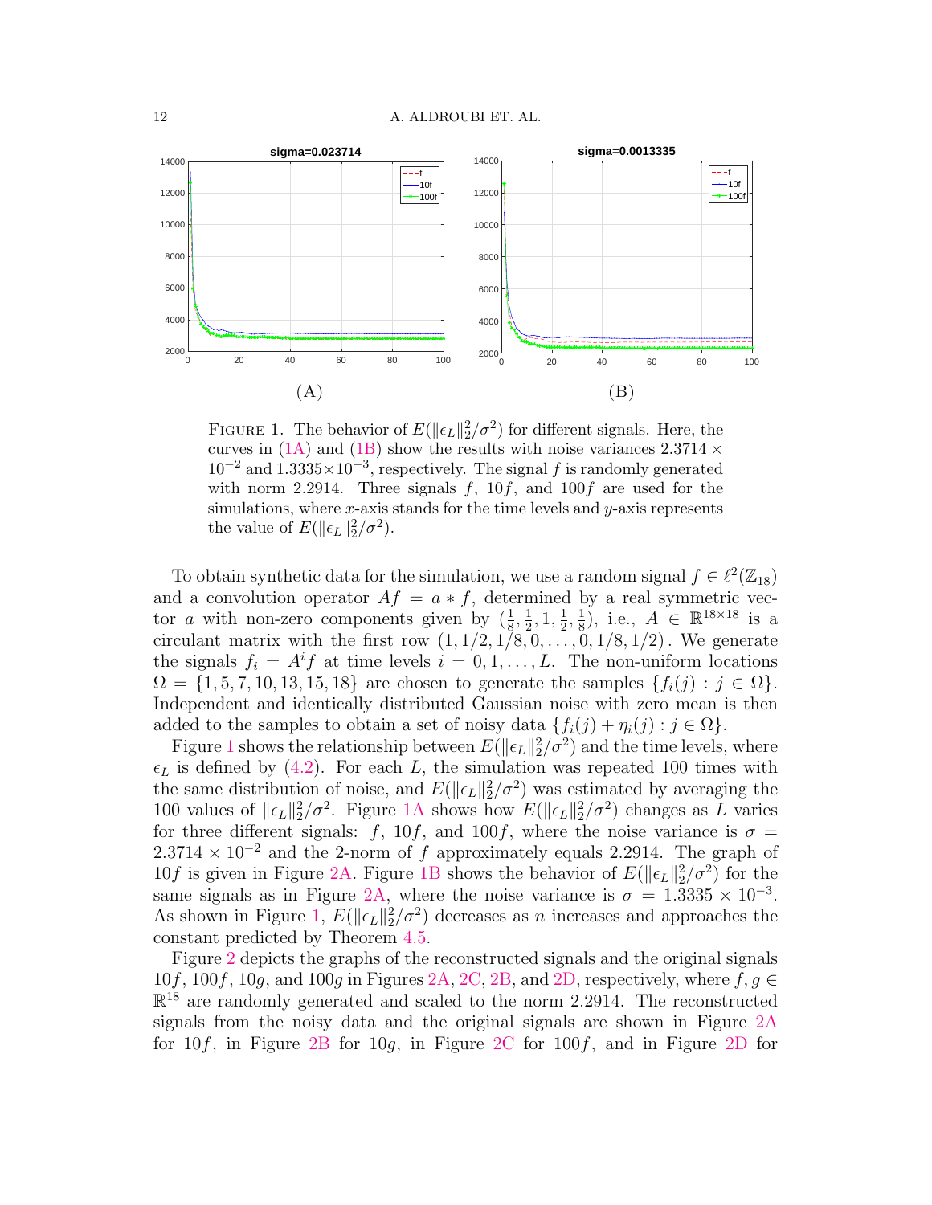FIGURE 1. The behavior of $E(\|\epsilon_L\|_2^2/\sigma^2)$ for different signals. Here, the curves in (1A) and (1B) show the results with noise variances $2.3714 \times 10^{-2}$ and $1.3335 \times 10^{-3}$, respectively. The signal $f$ is randomly generated with norm 2.2914. Three signals $f$, $10f$, and $100f$ are used for the simulations, where $x$-axis stands for the time levels and $y$-axis represents the value of $E(\|\epsilon_L\|_2^2/\sigma^2)$.

To obtain synthetic data for the simulation, we use a random signal $f \in \ell^2(\mathbb{Z}_{18})$ and a convolution operator $Af = a * f$, determined by a real symmetric vector $a$ with non-zero components given by $(\frac{1}{8}, \frac{1}{2}, 1, \frac{1}{2}, \frac{1}{8})$, i.e., $A \in \mathbb{R}^{18\times 18}$ is a circulant matrix with the first row $(1, 1/2, 1/8, 0, \ldots, 0, 1/8, 1/2)$. We generate the signals $f_i = A^i f$ at time levels $i = 0, 1, \ldots, L$. The non-uniform locations $\Omega = \{1, 5, 7, 10, 13, 15, 18\}$ are chosen to generate the samples $\{f_i(j) : j \in \Omega\}$. Independent and identically distributed Gaussian noise with zero mean is then added to the samples to obtain a set of noisy data $\{f_i(j) + \eta_i(j) : j \in \Omega\}$.

Figure 1 shows the relationship between $E(\|\epsilon_L\|_2^2/\sigma^2)$ and the time levels, where $\epsilon_L$ is defined by (4.2). For each $L$, the simulation was repeated 100 times with the same distribution of noise, and $E(\|\epsilon_L\|_2^2/\sigma^2)$ was estimated by averaging the 100 values of $\|\epsilon_L\|_2^2/\sigma^2$. Figure 1A shows how $E(\|\epsilon_L\|_2^2/\sigma^2)$ changes as $L$ varies for three different signals: $f$, $10f$, and $100f$, where the noise variance is $\sigma = 2.3714 \times 10^{-2}$ and the 2-norm of $f$ approximately equals 2.2914. The graph of $10f$ is given in Figure 2A. Figure 1B shows the behavior of $E(\|\epsilon_L\|_2^2/\sigma^2)$ for the same signals as in Figure 2A, where the noise variance is $\sigma = 1.3335 \times 10^{-3}$. As shown in Figure 1, $E(\|\epsilon_L\|_2^2/\sigma^2)$ decreases as $n$ increases and approaches the constant predicted by Theorem 4.5.

Figure 2 depicts the graphs of the reconstructed signals and the original signals $10f$, $100f$, $10g$, and $100g$ in Figures 2A, 2C, 2B, and 2D, respectively, where $f, g \in \mathbb{R}^{18}$ are randomly generated and scaled to the norm 2.2914. The reconstructed signals from the noisy data and the original signals are shown in Figure 2A for $10f$, in Figure 2B for $10g$, in Figure 2C for $100f$, and in Figure 2D for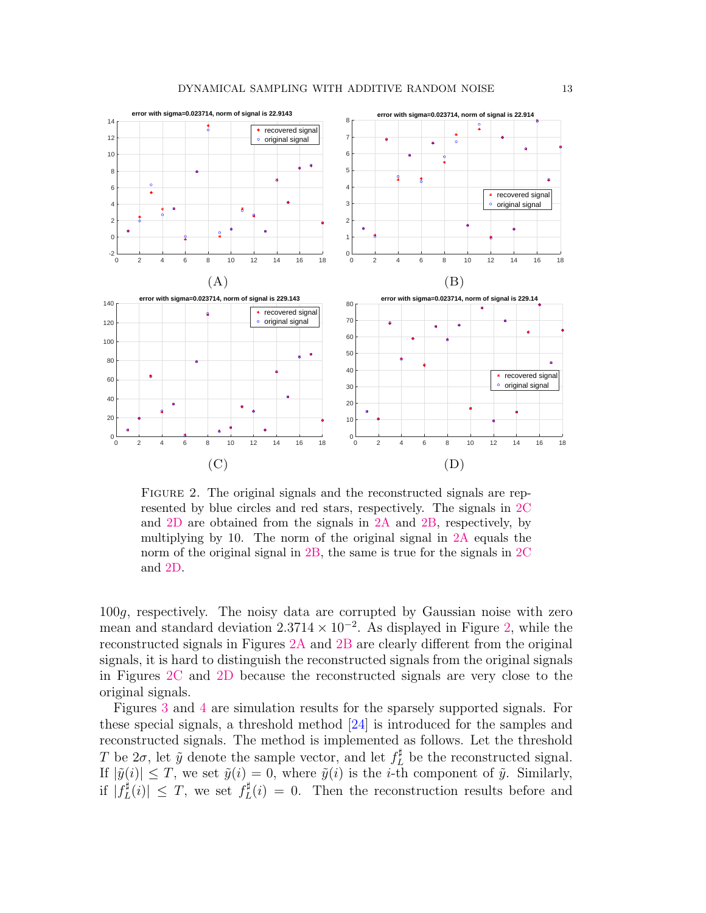Figure 2. The original signals and the reconstructed signals are represented by blue circles and red stars, respectively. The signals in 2C and 2D are obtained from the signals in 2A and 2B, respectively, by multiplying by 10. The norm of the original signal in 2A equals the norm of the original signal in 2B, the same is true for the signals in 2C and 2D.

$100g$, respectively. The noisy data are corrupted by Gaussian noise with zero mean and standard deviation $2.3714 \times 10^{-2}$. As displayed in Figure 2, while the reconstructed signals in Figures 2A and 2B are clearly different from the original signals, it is hard to distinguish the reconstructed signals from the original signals in Figures 2C and 2D because the reconstructed signals are very close to the original signals.

Figures 3 and 4 are simulation results for the sparsely supported signals. For these special signals, a threshold method [24] is introduced for the samples and reconstructed signals. The method is implemented as follows. Let the threshold $T$ be $2\sigma$, let $\tilde{y}$ denote the sample vector, and let $f_L^\sharp$ be the reconstructed signal. If $|\tilde{y}(i)| \leq T$, we set $\tilde{y}(i) = 0$, where $\tilde{y}(i)$ is the $i$-th component of $\tilde{y}$. Similarly, if $|f_L^\sharp(i)| \leq T$, we set $f_L^\sharp(i) = 0$. Then the reconstruction results before and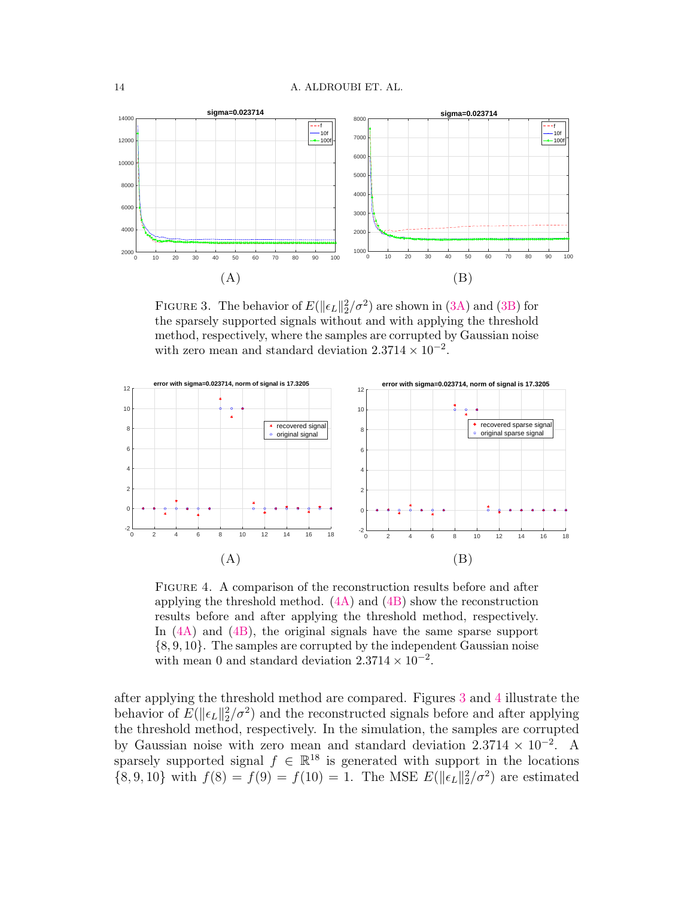FIGURE 3. The behavior of $E(\|\epsilon_L\|_2^2/\sigma^2)$ are shown in (3A) and (3B) for the sparsely supported signals without and with applying the threshold method, respectively, where the samples are corrupted by Gaussian noise with zero mean and standard deviation $2.3714 \times 10^{-2}$.

FIGURE 4. A comparison of the reconstruction results before and after applying the threshold method. (4A) and (4B) show the reconstruction results before and after applying the threshold method, respectively. In (4A) and (4B), the original signals have the same sparse support $\{8, 9, 10\}$. The samples are corrupted by the independent Gaussian noise with mean 0 and standard deviation $2.3714 \times 10^{-2}$.

after applying the threshold method are compared. Figures 3 and 4 illustrate the behavior of $E(\|\epsilon_L\|_2^2/\sigma^2)$ and the reconstructed signals before and after applying the threshold method, respectively. In the simulation, the samples are corrupted by Gaussian noise with zero mean and standard deviation $2.3714 \times 10^{-2}$. A sparsely supported signal $f \in \mathbb{R}^{18}$ is generated with support in the locations $\{8, 9, 10\}$ with $f(8) = f(9) = f(10) = 1$. The MSE $E(\|\epsilon_L\|_2^2/\sigma^2)$ are estimated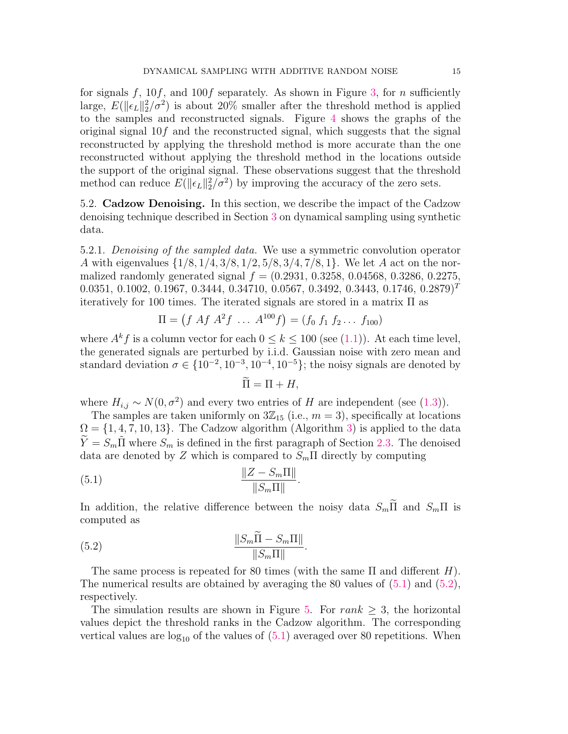for signals $f$, $10f$, and $100f$ separately. As shown in Figure 3, for $n$ sufficiently large, $E(\|\epsilon_L\|_2^2/\sigma^2)$ is about 20% smaller after the threshold method is applied to the samples and reconstructed signals. Figure 4 shows the graphs of the original signal $10f$ and the reconstructed signal, which suggests that the signal reconstructed by applying the threshold method is more accurate than the one reconstructed without applying the threshold method in the locations outside the support of the original signal. These observations suggest that the threshold method can reduce $E(\|\epsilon_L\|_2^2/\sigma^2)$ by improving the accuracy of the zero sets.

### 5.2. **Cadzow Denoising.**

In this section, we describe the impact of the Cadzow denoising technique described in Section 3 on dynamical sampling using synthetic data.

#### 5.2.1. *Denoising of the sampled data.*

We use a symmetric convolution operator $A$ with eigenvalues $\{1/8, 1/4, 3/8, 1/2, 5/8, 3/4, 7/8, 1\}$. We let $A$ act on the normalized randomly generated signal $f = (0.2931, 0.3258, 0.04568, 0.3286, 0.2275, 0.0351, 0.1002, 0.1967, 0.3444, 0.34710, 0.0567, 0.3492, 0.3443, 0.1746, 0.2879)^T$ iteratively for 100 times. The iterated signals are stored in a matrix $\Pi$ as

$$\Pi = \begin{pmatrix} f & Af & A^2f & \dots & A^{100}f \end{pmatrix} = (f_0 \ f_1 \ f_2 \dots \ f_{100})$$

where $A^k f$ is a column vector for each $0 \leq k \leq 100$ (see (1.1)). At each time level, the generated signals are perturbed by i.i.d. Gaussian noise with zero mean and standard deviation $\sigma \in \{10^{-2}, 10^{-3}, 10^{-4}, 10^{-5}\}$; the noisy signals are denoted by

$$\widetilde{\Pi} = \Pi + H,$$

where $H_{i,j} \sim N(0, \sigma^2)$ and every two entries of $H$ are independent (see (1.3)).

The samples are taken uniformly on $3\mathbb{Z}_{15}$ (i.e., $m = 3$), specifically at locations $\Omega = \{1, 4, 7, 10, 13\}$. The Cadzow algorithm (Algorithm 3) is applied to the data $\widetilde{Y} = S_m\widetilde{\Pi}$ where $S_m$ is defined in the first paragraph of Section 2.3. The denoised data are denoted by $Z$ which is compared to $S_m\Pi$ directly by computing

$$\frac{\|Z - S_m\Pi\|}{\|S_m\Pi\|}. \tag{5.1}$$

In addition, the relative difference between the noisy data $S_m\widetilde{\Pi}$ and $S_m\Pi$ is computed as

$$\frac{\|S_m\widetilde{\Pi} - S_m\Pi\|}{\|S_m\Pi\|}. \tag{5.2}$$

The same process is repeated for 80 times (with the same $\Pi$ and different $H$). The numerical results are obtained by averaging the 80 values of (5.1) and (5.2), respectively.

The simulation results are shown in Figure 5. For $rank \geq 3$, the horizontal values depict the threshold ranks in the Cadzow algorithm. The corresponding vertical values are $\log_{10}$ of the values of (5.1) averaged over 80 repetitions. When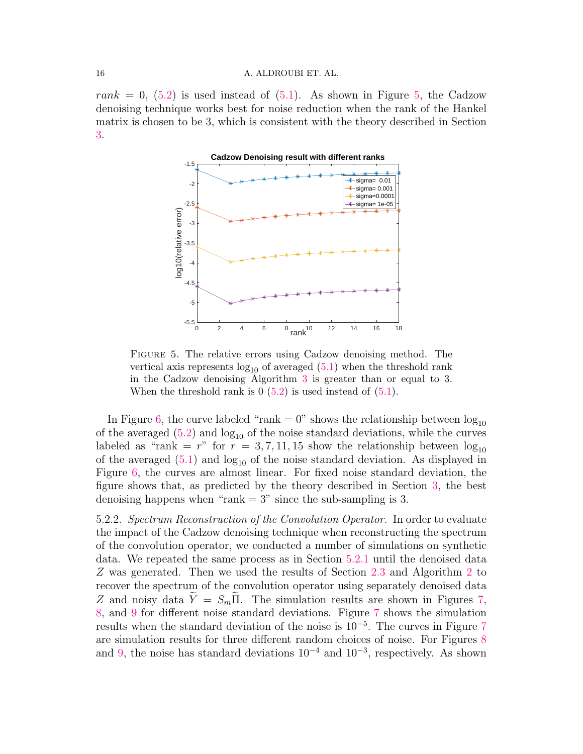$rank = 0$, (5.2) is used instead of (5.1). As shown in Figure 5, the Cadzow denoising technique works best for noise reduction when the rank of the Hankel matrix is chosen to be 3, which is consistent with the theory described in Section 3.

FIGURE 5. The relative errors using Cadzow denoising method. The vertical axis represents $\log_{10}$ of averaged (5.1) when the threshold rank in the Cadzow denoising Algorithm 3 is greater than or equal to 3. When the threshold rank is 0 (5.2) is used instead of (5.1).

In Figure 6, the curve labeled "rank = 0" shows the relationship between $\log_{10}$ of the averaged (5.2) and $\log_{10}$ of the noise standard deviations, while the curves labeled as "rank = $r$" for $r = 3, 7, 11, 15$ show the relationship between $\log_{10}$ of the averaged (5.1) and $\log_{10}$ of the noise standard deviation. As displayed in Figure 6, the curves are almost linear. For fixed noise standard deviation, the figure shows that, as predicted by the theory described in Section 3, the best denoising happens when "rank = 3" since the sub-sampling is 3.

5.2.2. *Spectrum Reconstruction of the Convolution Operator.* In order to evaluate the impact of the Cadzow denoising technique when reconstructing the spectrum of the convolution operator, we conducted a number of simulations on synthetic data. We repeated the same process as in Section 5.2.1 until the denoised data $Z$ was generated. Then we used the results of Section 2.3 and Algorithm 2 to recover the spectrum of the convolution operator using separately denoised data $Z$ and noisy data $\widetilde{Y} = S_m\widetilde{\Pi}$. The simulation results are shown in Figures 7, 8, and 9 for different noise standard deviations. Figure 7 shows the simulation results when the standard deviation of the noise is $10^{-5}$. The curves in Figure 7 are simulation results for three different random choices of noise. For Figures 8 and 9, the noise has standard deviations $10^{-4}$ and $10^{-3}$, respectively. As shown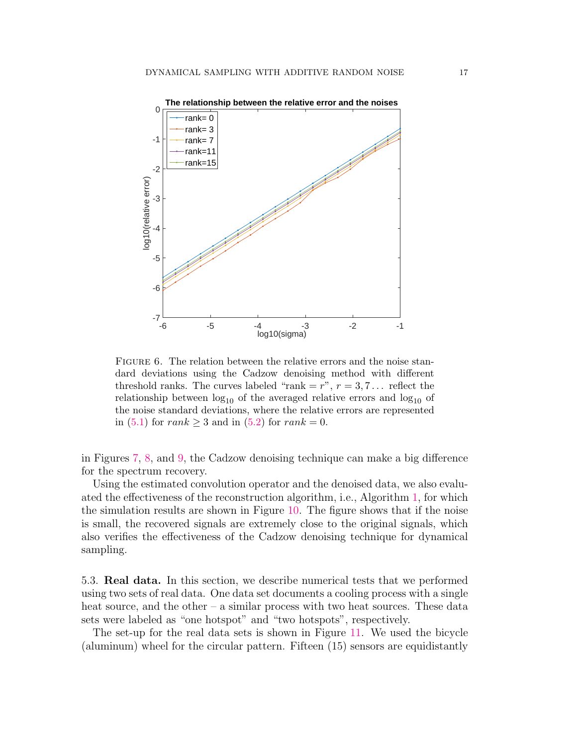Figure 6. The relation between the relative errors and the noise standard deviations using the Cadzow denoising method with different threshold ranks. The curves labeled "rank $= r$", $r = 3, 7 \ldots$ reflect the relationship between $\log_{10}$ of the averaged relative errors and $\log_{10}$ of the noise standard deviations, where the relative errors are represented in (5.1) for $rank \geq 3$ and in (5.2) for $rank = 0$.

in Figures 7, 8, and 9, the Cadzow denoising technique can make a big difference for the spectrum recovery.

Using the estimated convolution operator and the denoised data, we also evaluated the effectiveness of the reconstruction algorithm, i.e., Algorithm 1, for which the simulation results are shown in Figure 10. The figure shows that if the noise is small, the recovered signals are extremely close to the original signals, which also verifies the effectiveness of the Cadzow denoising technique for dynamical sampling.

5.3. **Real data.** In this section, we describe numerical tests that we performed using two sets of real data. One data set documents a cooling process with a single heat source, and the other – a similar process with two heat sources. These data sets were labeled as "one hotspot" and "two hotspots", respectively.

The set-up for the real data sets is shown in Figure 11. We used the bicycle (aluminum) wheel for the circular pattern. Fifteen (15) sensors are equidistantly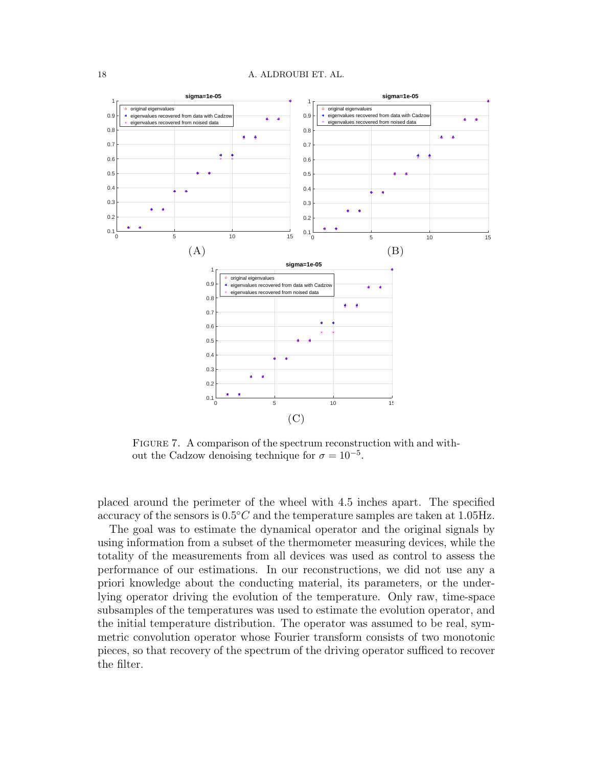FIGURE 7. A comparison of the spectrum reconstruction with and without the Cadzow denoising technique for $\sigma = 10^{-5}$.

placed around the perimeter of the wheel with 4.5 inches apart. The specified accuracy of the sensors is $0.5°C$ and the temperature samples are taken at 1.05Hz.

The goal was to estimate the dynamical operator and the original signals by using information from a subset of the thermometer measuring devices, while the totality of the measurements from all devices was used as control to assess the performance of our estimations. In our reconstructions, we did not use any a priori knowledge about the conducting material, its parameters, or the underlying operator driving the evolution of the temperature. Only raw, time-space subsamples of the temperatures was used to estimate the evolution operator, and the initial temperature distribution. The operator was assumed to be real, symmetric convolution operator whose Fourier transform consists of two monotonic pieces, so that recovery of the spectrum of the driving operator sufficed to recover the filter.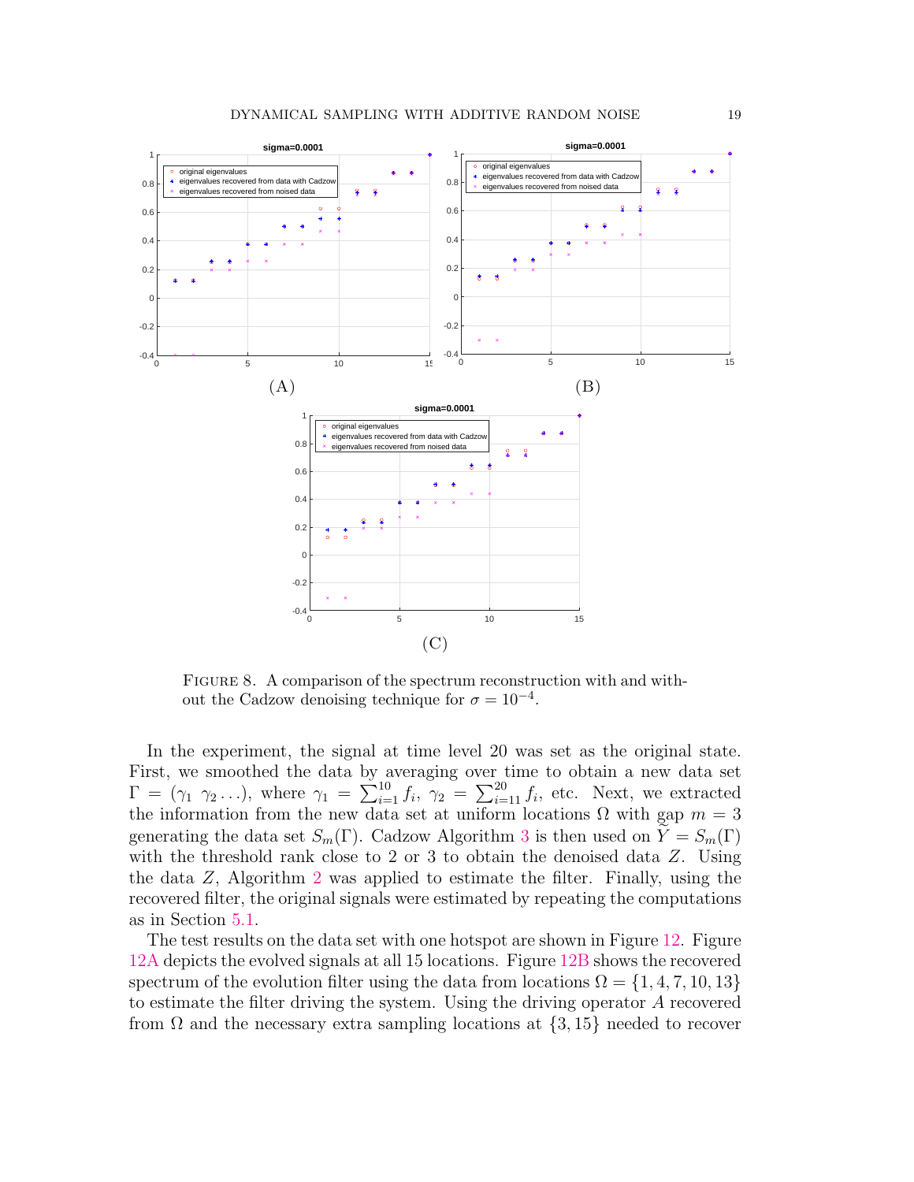(A)

(B)

(C)

Figure 8. A comparison of the spectrum reconstruction with and without the Cadzow denoising technique for $\sigma = 10^{-4}$.

In the experiment, the signal at time level 20 was set as the original state. First, we smoothed the data by averaging over time to obtain a new data set $\Gamma = (\gamma_1\ \gamma_2 \ldots)$, where $\gamma_1 = \sum_{i=1}^{10} f_i$, $\gamma_2 = \sum_{i=11}^{20} f_i$, etc. Next, we extracted the information from the new data set at uniform locations $\Omega$ with gap $m = 3$ generating the data set $S_m(\Gamma)$. Cadzow Algorithm 3 is then used on $\widetilde{Y} = S_m(\Gamma)$ with the threshold rank close to 2 or 3 to obtain the denoised data $Z$. Using the data $Z$, Algorithm 2 was applied to estimate the filter. Finally, using the recovered filter, the original signals were estimated by repeating the computations as in Section 5.1.

The test results on the data set with one hotspot are shown in Figure 12. Figure 12A depicts the evolved signals at all 15 locations. Figure 12B shows the recovered spectrum of the evolution filter using the data from locations $\Omega = \{1, 4, 7, 10, 13\}$ to estimate the filter driving the system. Using the driving operator $A$ recovered from $\Omega$ and the necessary extra sampling locations at $\{3, 15\}$ needed to recover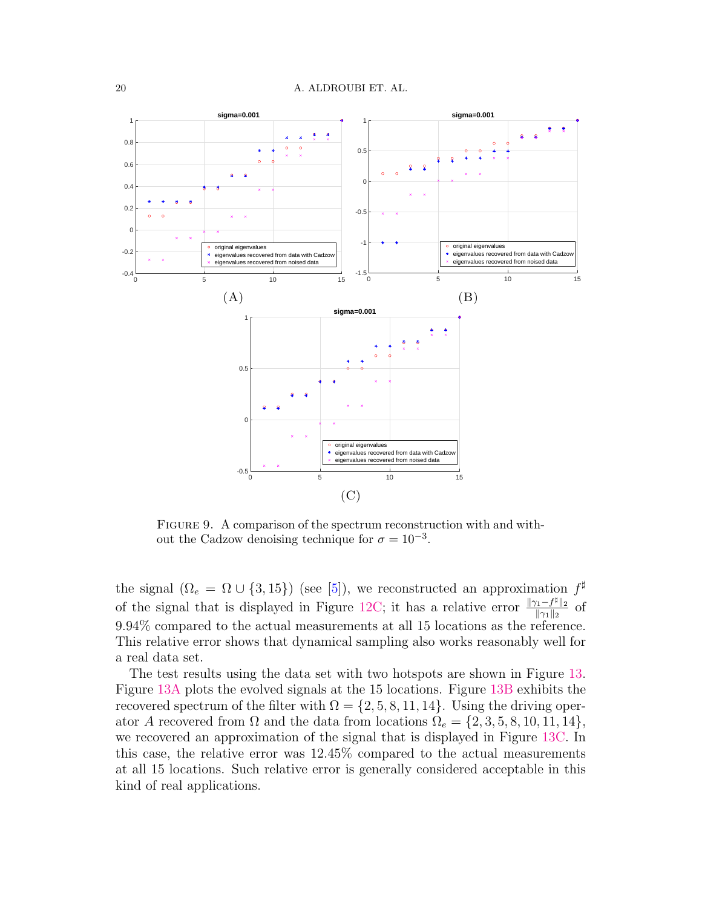FIGURE 9. A comparison of the spectrum reconstruction with and without the Cadzow denoising technique for $\sigma = 10^{-3}$.

the signal ($\Omega_e = \Omega \cup \{3, 15\}$) (see [5]), we reconstructed an approximation $f^\sharp$ of the signal that is displayed in Figure 12C; it has a relative error $\frac{\|\gamma_1 - f^\sharp\|_2}{\|\gamma_1\|_2}$ of 9.94% compared to the actual measurements at all 15 locations as the reference. This relative error shows that dynamical sampling also works reasonably well for a real data set.

The test results using the data set with two hotspots are shown in Figure 13. Figure 13A plots the evolved signals at the 15 locations. Figure 13B exhibits the recovered spectrum of the filter with $\Omega = \{2, 5, 8, 11, 14\}$. Using the driving operator $A$ recovered from $\Omega$ and the data from locations $\Omega_e = \{2, 3, 5, 8, 10, 11, 14\}$, we recovered an approximation of the signal that is displayed in Figure 13C. In this case, the relative error was 12.45% compared to the actual measurements at all 15 locations. Such relative error is generally considered acceptable in this kind of real applications.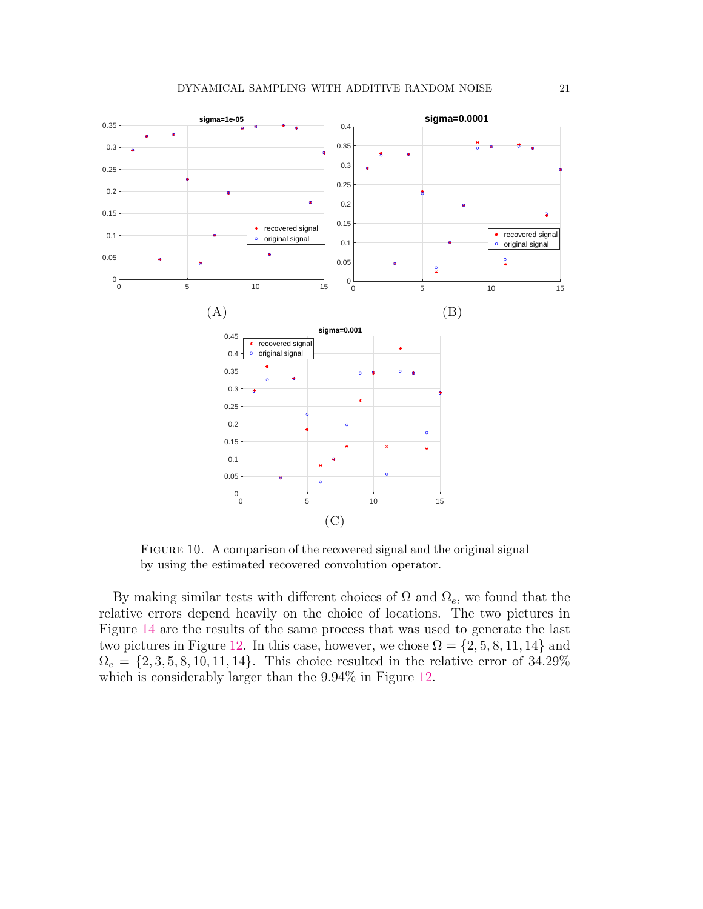(A)

(B)

(C)

Figure 10. A comparison of the recovered signal and the original signal by using the estimated recovered convolution operator.

By making similar tests with different choices of $\Omega$ and $\Omega_e$, we found that the relative errors depend heavily on the choice of locations. The two pictures in Figure 14 are the results of the same process that was used to generate the last two pictures in Figure 12. In this case, however, we chose $\Omega = \{2, 5, 8, 11, 14\}$ and $\Omega_e = \{2, 3, 5, 8, 10, 11, 14\}$. This choice resulted in the relative error of 34.29% which is considerably larger than the 9.94% in Figure 12.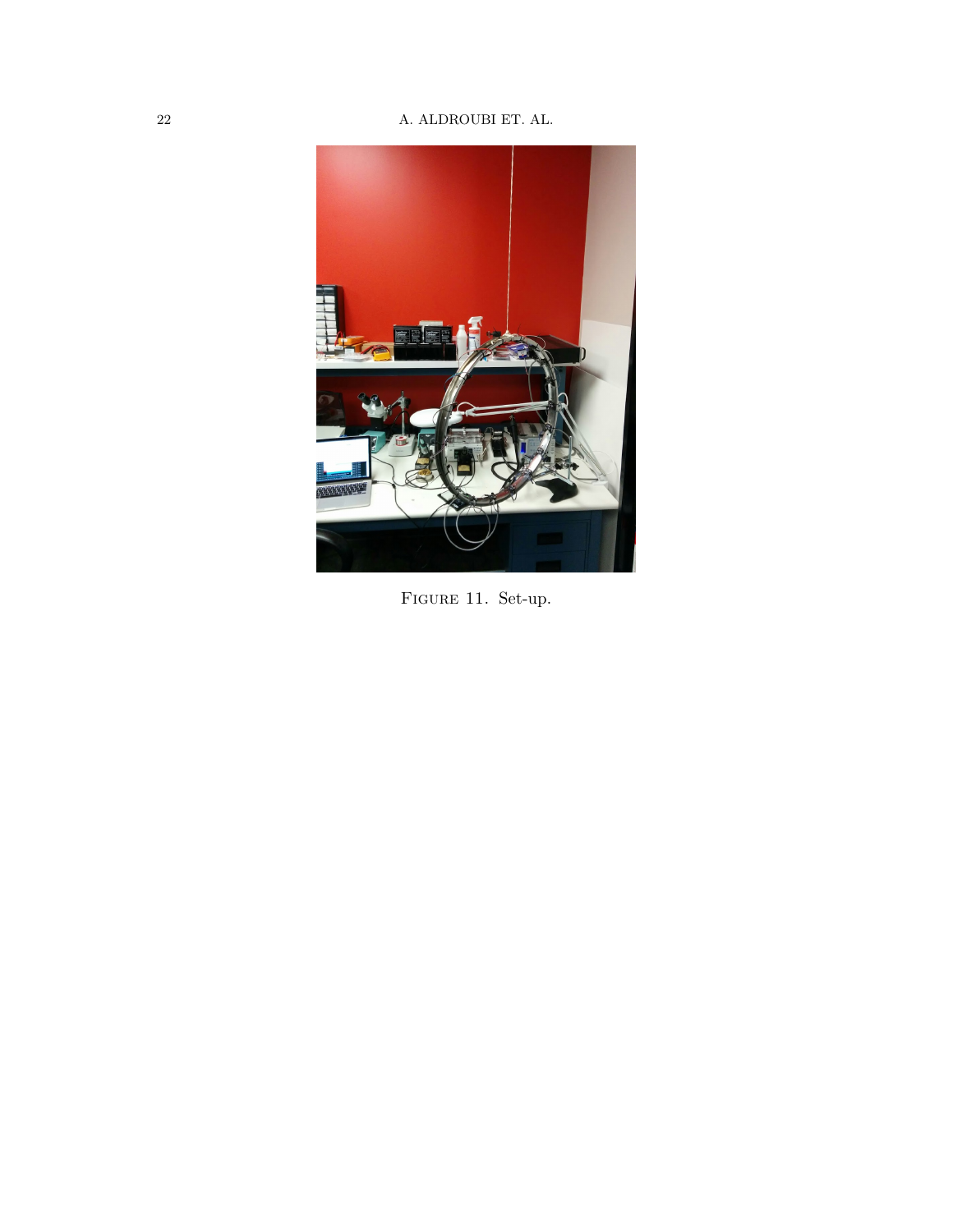Figure 11. Set-up.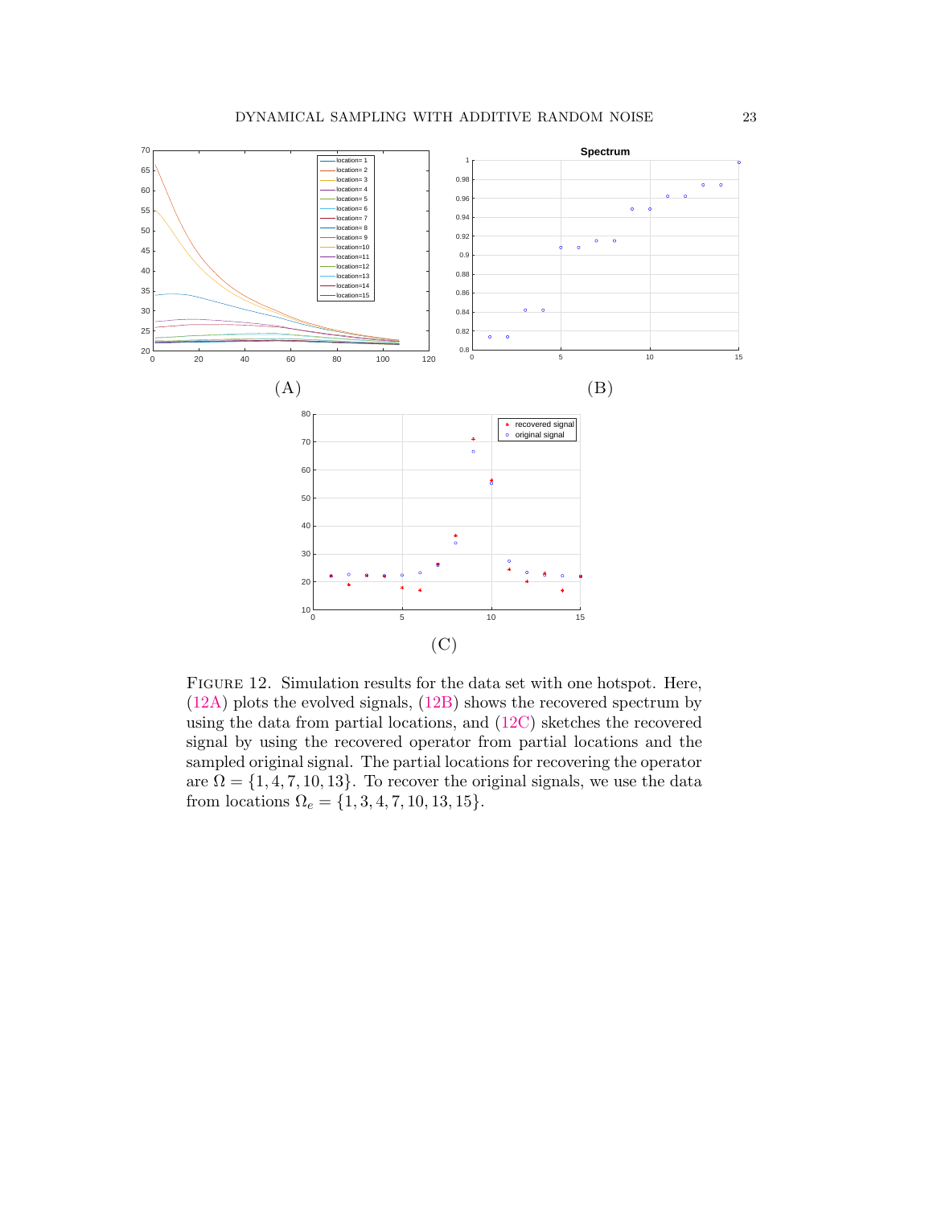(A)

(B)

(C)

FIGURE 12. Simulation results for the data set with one hotspot. Here, (12A) plots the evolved signals, (12B) shows the recovered spectrum by using the data from partial locations, and (12C) sketches the recovered signal by using the recovered operator from partial locations and the sampled original signal. The partial locations for recovering the operator are $\Omega = \{1, 4, 7, 10, 13\}$. To recover the original signals, we use the data from locations $\Omega_e = \{1, 3, 4, 7, 10, 13, 15\}$.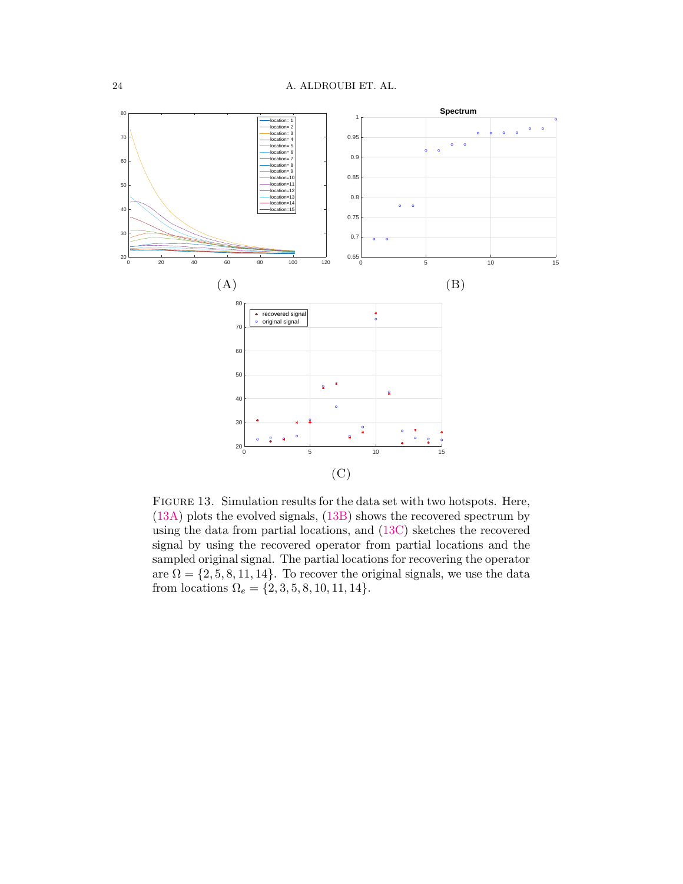(A)

(B)

(C)

FIGURE 13. Simulation results for the data set with two hotspots. Here, (13A) plots the evolved signals, (13B) shows the recovered spectrum by using the data from partial locations, and (13C) sketches the recovered signal by using the recovered operator from partial locations and the sampled original signal. The partial locations for recovering the operator are $\Omega = \{2, 5, 8, 11, 14\}$. To recover the original signals, we use the data from locations $\Omega_e = \{2, 3, 5, 8, 10, 11, 14\}$.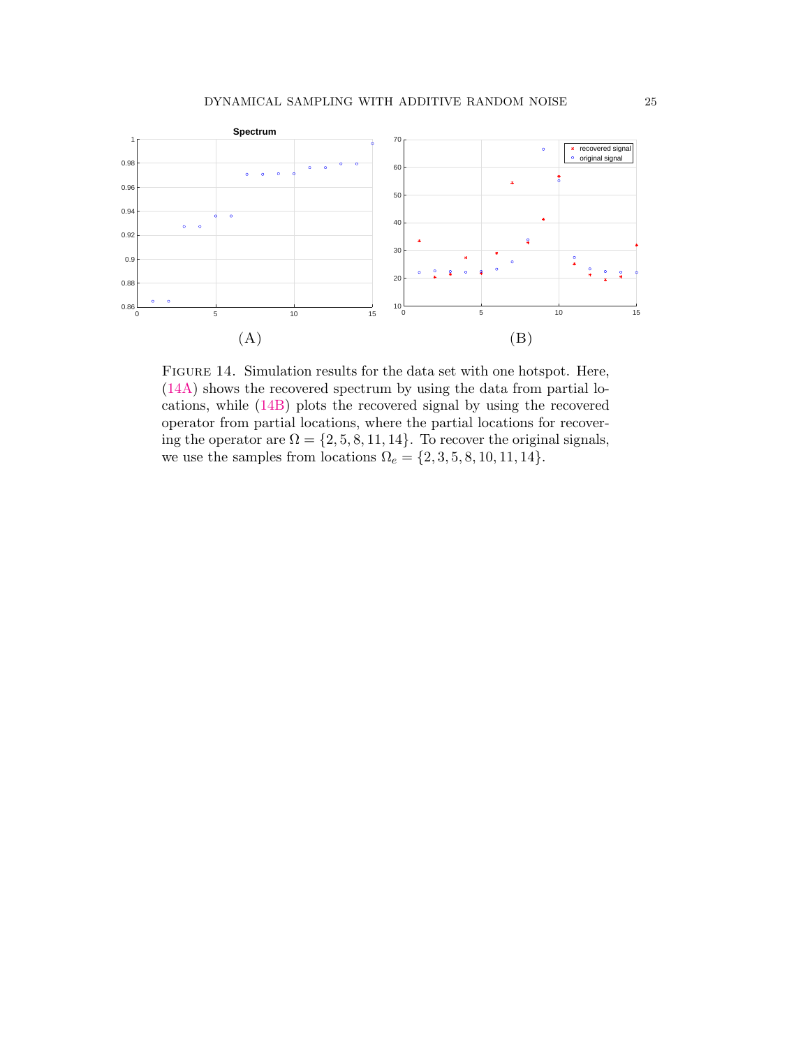(A)

(B)

FIGURE 14. Simulation results for the data set with one hotspot. Here, (14A) shows the recovered spectrum by using the data from partial locations, while (14B) plots the recovered signal by using the recovered operator from partial locations, where the partial locations for recovering the operator are $\Omega = \{2, 5, 8, 11, 14\}$. To recover the original signals, we use the samples from locations $\Omega_e = \{2, 3, 5, 8, 10, 11, 14\}$.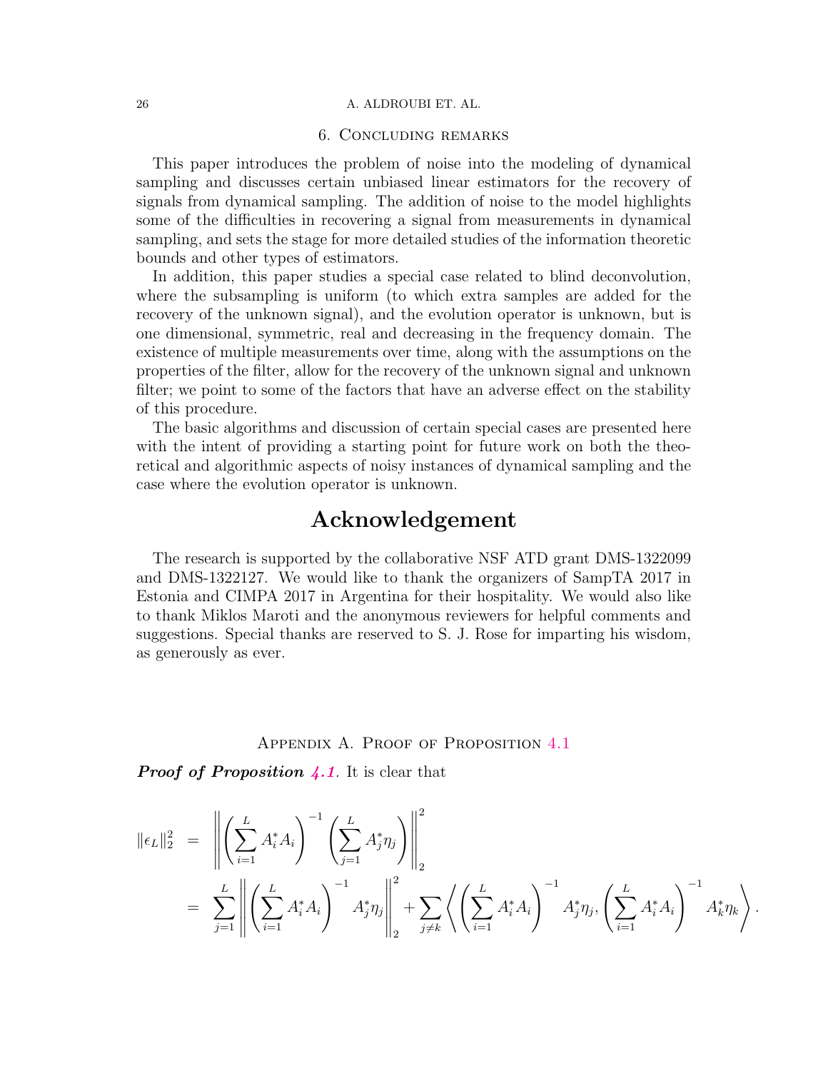## 6. Concluding remarks

This paper introduces the problem of noise into the modeling of dynamical sampling and discusses certain unbiased linear estimators for the recovery of signals from dynamical sampling. The addition of noise to the model highlights some of the difficulties in recovering a signal from measurements in dynamical sampling, and sets the stage for more detailed studies of the information theoretic bounds and other types of estimators.

In addition, this paper studies a special case related to blind deconvolution, where the subsampling is uniform (to which extra samples are added for the recovery of the unknown signal), and the evolution operator is unknown, but is one dimensional, symmetric, real and decreasing in the frequency domain. The existence of multiple measurements over time, along with the assumptions on the properties of the filter, allow for the recovery of the unknown signal and unknown filter; we point to some of the factors that have an adverse effect on the stability of this procedure.

The basic algorithms and discussion of certain special cases are presented here with the intent of providing a starting point for future work on both the theoretical and algorithmic aspects of noisy instances of dynamical sampling and the case where the evolution operator is unknown.

# Acknowledgement

The research is supported by the collaborative NSF ATD grant DMS-1322099 and DMS-1322127. We would like to thank the organizers of SampTA 2017 in Estonia and CIMPA 2017 in Argentina for their hospitality. We would also like to thank Miklos Maroti and the anonymous reviewers for helpful comments and suggestions. Special thanks are reserved to S. J. Rose for imparting his wisdom, as generously as ever.

## Appendix A. Proof of Proposition 4.1

***Proof of Proposition 4.1.*** It is clear that

$$
\begin{aligned}
\|\epsilon_L\|_2^2 &= \left\| \left( \sum_{i=1}^{L} A_i^* A_i \right)^{-1} \left( \sum_{j=1}^{L} A_j^* \eta_j \right) \right\|_2^2 \\
&= \sum_{j=1}^{L} \left\| \left( \sum_{i=1}^{L} A_i^* A_i \right)^{-1} A_j^* \eta_j \right\|_2^2 + \sum_{j \neq k} \left\langle \left( \sum_{i=1}^{L} A_i^* A_i \right)^{-1} A_j^* \eta_j, \left( \sum_{i=1}^{L} A_i^* A_i \right)^{-1} A_k^* \eta_k \right\rangle .
\end{aligned}
$$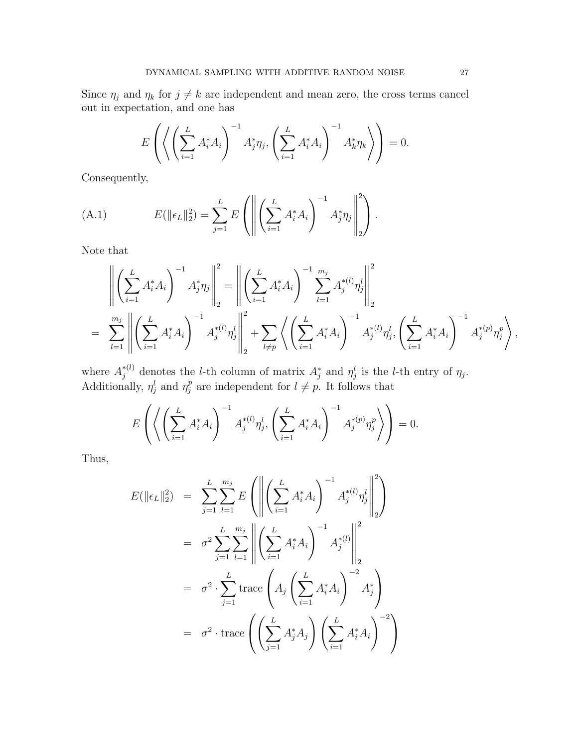Since $\eta_j$ and $\eta_k$ for $j \neq k$ are independent and mean zero, the cross terms cancel out in expectation, and one has

$$E\left(\left\langle \left(\sum_{i=1}^{L} A_i^* A_i\right)^{-1} A_j^* \eta_j, \left(\sum_{i=1}^{L} A_i^* A_i\right)^{-1} A_k^* \eta_k \right\rangle\right) = 0.$$

Consequently,

$$E(\|\epsilon_L\|_2^2) = \sum_{j=1}^{L} E\left(\left\| \left(\sum_{i=1}^{L} A_i^* A_i\right)^{-1} A_j^* \eta_j \right\|_2^2\right). \tag{A.1}$$

Note that

$$\begin{aligned}
&\left\| \left(\sum_{i=1}^{L} A_i^* A_i\right)^{-1} A_j^* \eta_j \right\|_2^2 = \left\| \left(\sum_{i=1}^{L} A_i^* A_i\right)^{-1} \sum_{l=1}^{m_j} A_j^{*(l)} \eta_j^l \right\|_2^2 \\
= \; & \sum_{l=1}^{m_j} \left\| \left(\sum_{i=1}^{L} A_i^* A_i\right)^{-1} A_j^{*(l)} \eta_j^l \right\|_2^2 + \sum_{l \neq p} \left\langle \left(\sum_{i=1}^{L} A_i^* A_i\right)^{-1} A_j^{*(l)} \eta_j^l, \left(\sum_{i=1}^{L} A_i^* A_i\right)^{-1} A_j^{*(p)} \eta_j^p \right\rangle,
\end{aligned}$$

where $A_j^{*(l)}$ denotes the $l$-th column of matrix $A_j^*$ and $\eta_j^l$ is the $l$-th entry of $\eta_j$. Additionally, $\eta_j^l$ and $\eta_j^p$ are independent for $l \neq p$. It follows that

$$E\left(\left\langle \left(\sum_{i=1}^{L} A_i^* A_i\right)^{-1} A_j^{*(l)} \eta_j^l, \left(\sum_{i=1}^{L} A_i^* A_i\right)^{-1} A_j^{*(p)} \eta_j^p \right\rangle\right) = 0.$$

Thus,

$$\begin{aligned}
E(\|\epsilon_L\|_2^2) &= \sum_{j=1}^{L} \sum_{l=1}^{m_j} E\left(\left\| \left(\sum_{i=1}^{L} A_i^* A_i\right)^{-1} A_j^{*(l)} \eta_j^l \right\|_2^2\right) \\
&= \sigma^2 \sum_{j=1}^{L} \sum_{l=1}^{m_j} \left\| \left(\sum_{i=1}^{L} A_i^* A_i\right)^{-1} A_j^{*(l)} \right\|_2^2 \\
&= \sigma^2 \cdot \sum_{j=1}^{L} \operatorname{trace}\left( A_j \left(\sum_{i=1}^{L} A_i^* A_i\right)^{-2} A_j^* \right) \\
&= \sigma^2 \cdot \operatorname{trace}\left( \left(\sum_{j=1}^{L} A_j^* A_j\right) \left(\sum_{i=1}^{L} A_i^* A_i\right)^{-2} \right)
\end{aligned}$$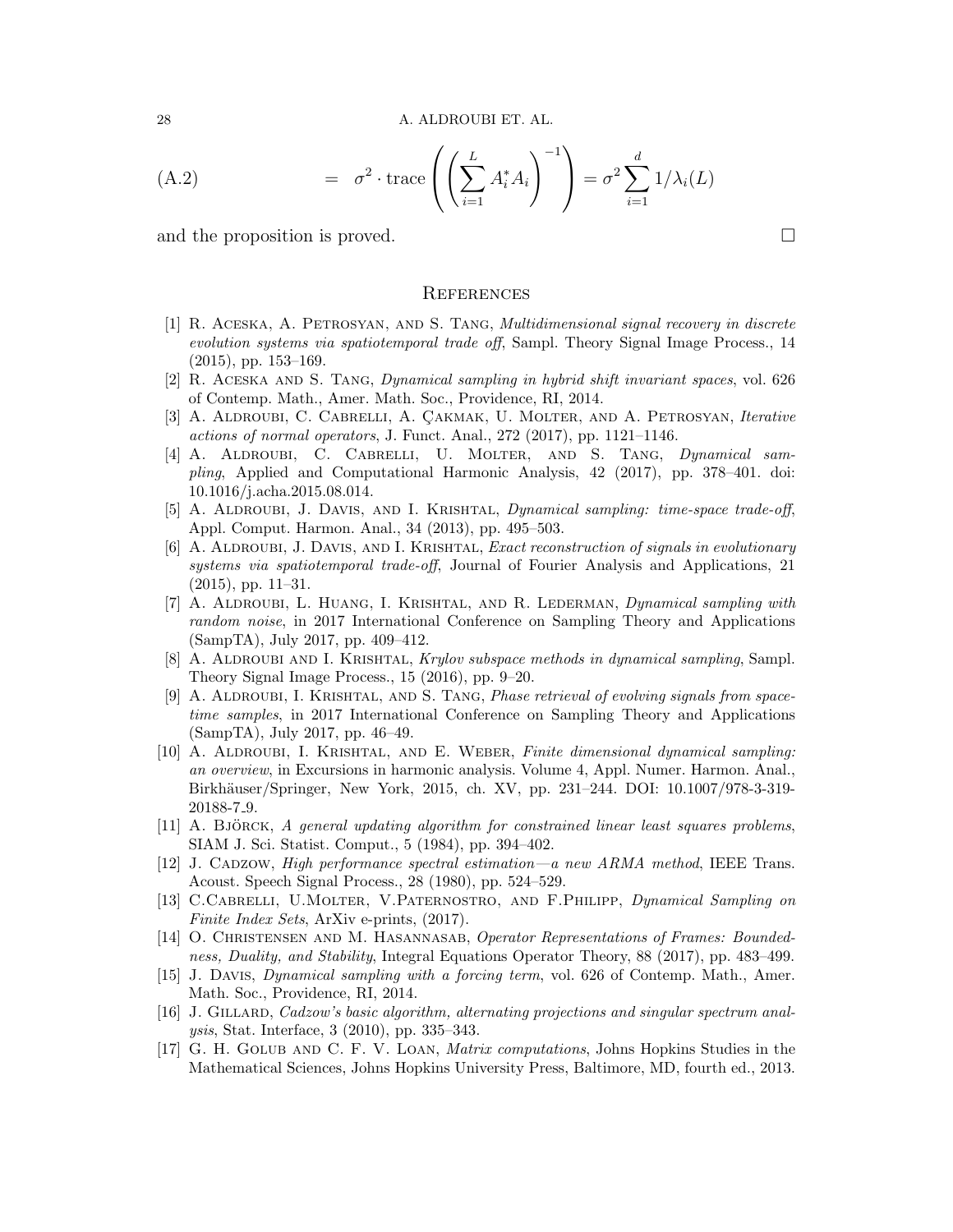$$= \sigma^2 \cdot \text{trace}\left(\left(\sum_{i=1}^{L} A_i^* A_i\right)^{-1}\right) = \sigma^2 \sum_{i=1}^{d} 1/\lambda_i(L) \tag{A.2}$$

and the proposition is proved. □

## References

[1] R. Aceska, A. Petrosyan, and S. Tang, *Multidimensional signal recovery in discrete evolution systems via spatiotemporal trade off*, Sampl. Theory Signal Image Process., 14 (2015), pp. 153–169.

[2] R. Aceska and S. Tang, *Dynamical sampling in hybrid shift invariant spaces*, vol. 626 of Contemp. Math., Amer. Math. Soc., Providence, RI, 2014.

[3] A. Aldroubi, C. Cabrelli, A. Çakmak, U. Molter, and A. Petrosyan, *Iterative actions of normal operators*, J. Funct. Anal., 272 (2017), pp. 1121–1146.

[4] A. Aldroubi, C. Cabrelli, U. Molter, and S. Tang, *Dynamical sampling*, Applied and Computational Harmonic Analysis, 42 (2017), pp. 378–401. doi: 10.1016/j.acha.2015.08.014.

[5] A. Aldroubi, J. Davis, and I. Krishtal, *Dynamical sampling: time-space trade-off*, Appl. Comput. Harmon. Anal., 34 (2013), pp. 495–503.

[6] A. Aldroubi, J. Davis, and I. Krishtal, *Exact reconstruction of signals in evolutionary systems via spatiotemporal trade-off*, Journal of Fourier Analysis and Applications, 21 (2015), pp. 11–31.

[7] A. Aldroubi, L. Huang, I. Krishtal, and R. Lederman, *Dynamical sampling with random noise*, in 2017 International Conference on Sampling Theory and Applications (SampTA), July 2017, pp. 409–412.

[8] A. Aldroubi and I. Krishtal, *Krylov subspace methods in dynamical sampling*, Sampl. Theory Signal Image Process., 15 (2016), pp. 9–20.

[9] A. Aldroubi, I. Krishtal, and S. Tang, *Phase retrieval of evolving signals from space-time samples*, in 2017 International Conference on Sampling Theory and Applications (SampTA), July 2017, pp. 46–49.

[10] A. Aldroubi, I. Krishtal, and E. Weber, *Finite dimensional dynamical sampling: an overview*, in Excursions in harmonic analysis. Volume 4, Appl. Numer. Harmon. Anal., Birkhäuser/Springer, New York, 2015, ch. XV, pp. 231–244. DOI: 10.1007/978-3-319-20188-7_9.

[11] A. Björck, *A general updating algorithm for constrained linear least squares problems*, SIAM J. Sci. Statist. Comput., 5 (1984), pp. 394–402.

[12] J. Cadzow, *High performance spectral estimation—a new ARMA method*, IEEE Trans. Acoust. Speech Signal Process., 28 (1980), pp. 524–529.

[13] C.Cabrelli, U.Molter, V.Paternostro, and F.Philipp, *Dynamical Sampling on Finite Index Sets*, ArXiv e-prints, (2017).

[14] O. Christensen and M. Hasannasab, *Operator Representations of Frames: Boundedness, Duality, and Stability*, Integral Equations Operator Theory, 88 (2017), pp. 483–499.

[15] J. Davis, *Dynamical sampling with a forcing term*, vol. 626 of Contemp. Math., Amer. Math. Soc., Providence, RI, 2014.

[16] J. Gillard, *Cadzow's basic algorithm, alternating projections and singular spectrum analysis*, Stat. Interface, 3 (2010), pp. 335–343.

[17] G. H. Golub and C. F. V. Loan, *Matrix computations*, Johns Hopkins Studies in the Mathematical Sciences, Johns Hopkins University Press, Baltimore, MD, fourth ed., 2013.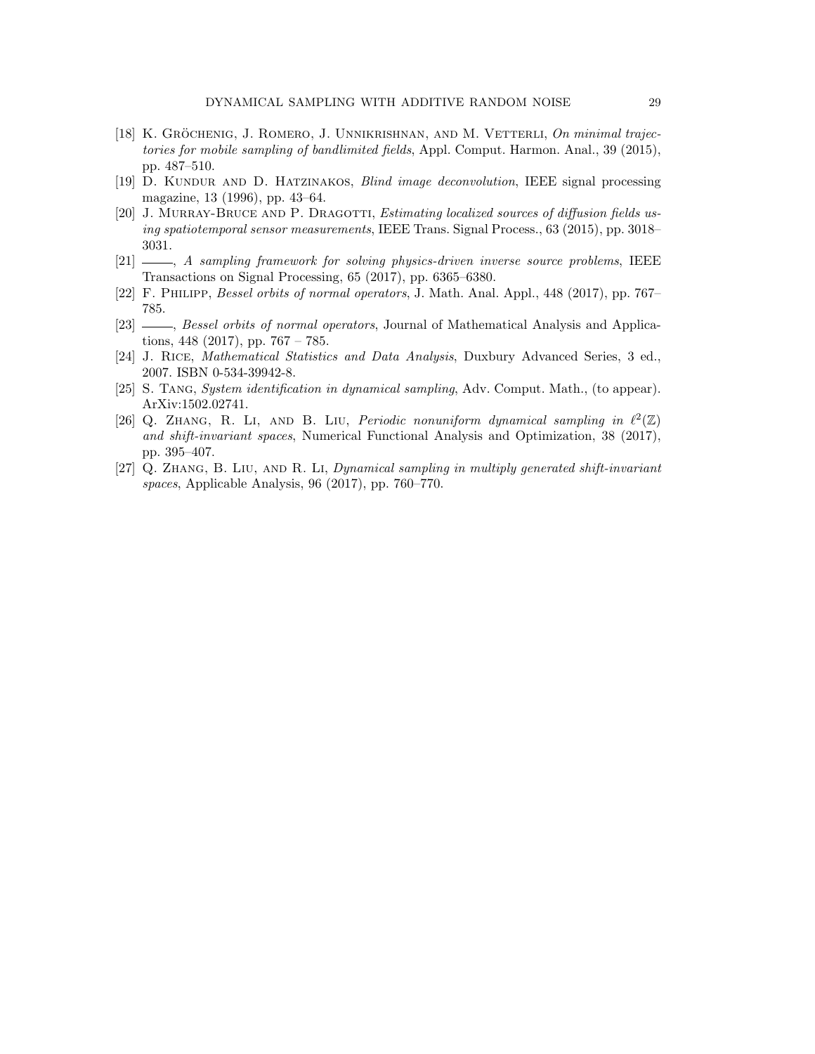[18] K. Gröchenig, J. Romero, J. Unnikrishnan, and M. Vetterli, *On minimal trajectories for mobile sampling of bandlimited fields*, Appl. Comput. Harmon. Anal., 39 (2015), pp. 487–510.

[19] D. Kundur and D. Hatzinakos, *Blind image deconvolution*, IEEE signal processing magazine, 13 (1996), pp. 43–64.

[20] J. Murray-Bruce and P. Dragotti, *Estimating localized sources of diffusion fields using spatiotemporal sensor measurements*, IEEE Trans. Signal Process., 63 (2015), pp. 3018–3031.

[21] ———, *A sampling framework for solving physics-driven inverse source problems*, IEEE Transactions on Signal Processing, 65 (2017), pp. 6365–6380.

[22] F. Philipp, *Bessel orbits of normal operators*, J. Math. Anal. Appl., 448 (2017), pp. 767–785.

[23] ———, *Bessel orbits of normal operators*, Journal of Mathematical Analysis and Applications, 448 (2017), pp. 767 – 785.

[24] J. Rice, *Mathematical Statistics and Data Analysis*, Duxbury Advanced Series, 3 ed., 2007. ISBN 0-534-39942-8.

[25] S. Tang, *System identification in dynamical sampling*, Adv. Comput. Math., (to appear). ArXiv:1502.02741.

[26] Q. Zhang, R. Li, and B. Liu, *Periodic nonuniform dynamical sampling in $\ell^2(\mathbb{Z})$ and shift-invariant spaces*, Numerical Functional Analysis and Optimization, 38 (2017), pp. 395–407.

[27] Q. Zhang, B. Liu, and R. Li, *Dynamical sampling in multiply generated shift-invariant spaces*, Applicable Analysis, 96 (2017), pp. 760–770.